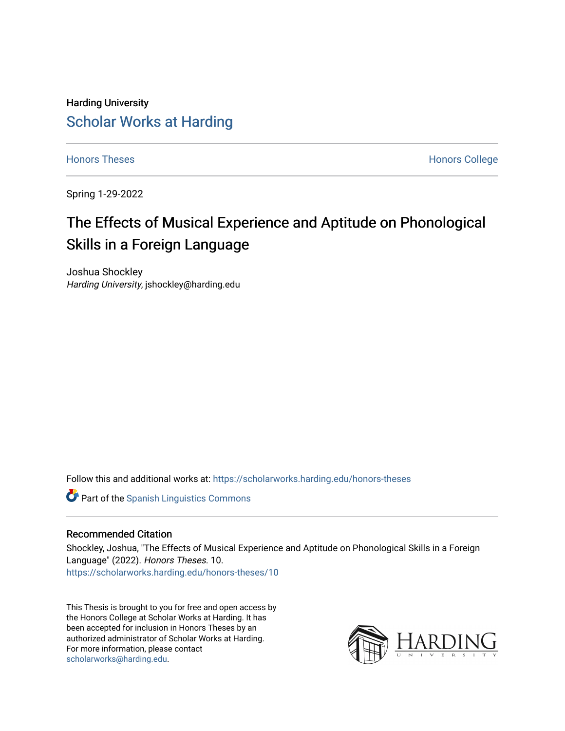Harding University

# Scholar Works at Harding

Honors Theses | Honors College

Spring 1-29-2022

## The Effects of Musical Experience and Aptitude on Phonological Skills in a Foreign Language

Joshua Shockley
*Harding University*, jshockley@harding.edu

Follow this and additional works at: https://scholarworks.harding.edu/honors-theses

Part of the Spanish Linguistics Commons

### Recommended Citation

Shockley, Joshua, "The Effects of Musical Experience and Aptitude on Phonological Skills in a Foreign Language" (2022). *Honors Theses*. 10.
https://scholarworks.harding.edu/honors-theses/10

This Thesis is brought to you for free and open access by the Honors College at Scholar Works at Harding. It has been accepted for inclusion in Honors Theses by an authorized administrator of Scholar Works at Harding. For more information, please contact scholarworks@harding.edu.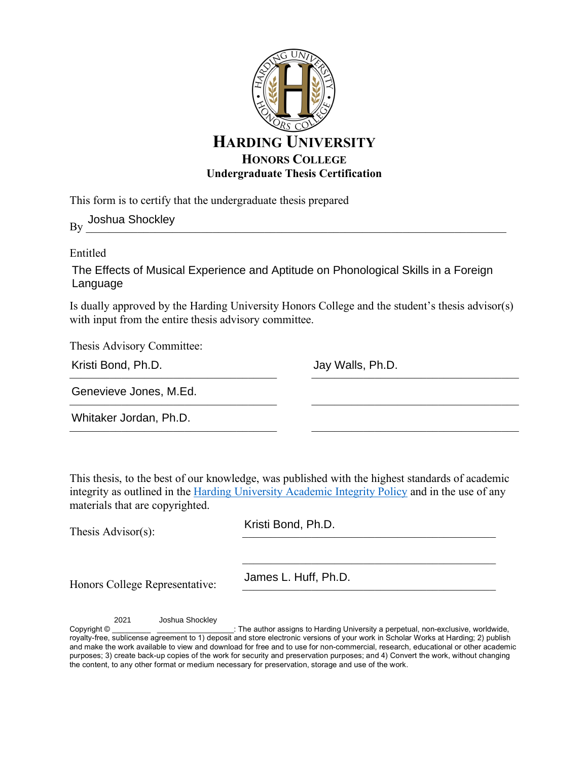# HARDING UNIVERSITY

## HONORS COLLEGE

### Undergraduate Thesis Certification

This form is to certify that the undergraduate thesis prepared

By Joshua Shockley

Entitled

The Effects of Musical Experience and Aptitude on Phonological Skills in a Foreign Language

Is dually approved by the Harding University Honors College and the student's thesis advisor(s) with input from the entire thesis advisory committee.

Thesis Advisory Committee:

| | |
|---|---|
| Kristi Bond, Ph.D. | Jay Walls, Ph.D. |
| Genevieve Jones, M.Ed. | |
| Whitaker Jordan, Ph.D. | |

This thesis, to the best of our knowledge, was published with the highest standards of academic integrity as outlined in the Harding University Academic Integrity Policy and in the use of any materials that are copyrighted.

Thesis Advisor(s): Kristi Bond, Ph.D.

Honors College Representative: James L. Huff, Ph.D.

Copyright © 2021 Joshua Shockley: The author assigns to Harding University a perpetual, non-exclusive, worldwide, royalty-free, sublicense agreement to 1) deposit and store electronic versions of your work in Scholar Works at Harding; 2) publish and make the work available to view and download for free and to use for non-commercial, research, educational or other academic purposes; 3) create back-up copies of the work for security and preservation purposes; and 4) Convert the work, without changing the content, to any other format or medium necessary for preservation, storage and use of the work.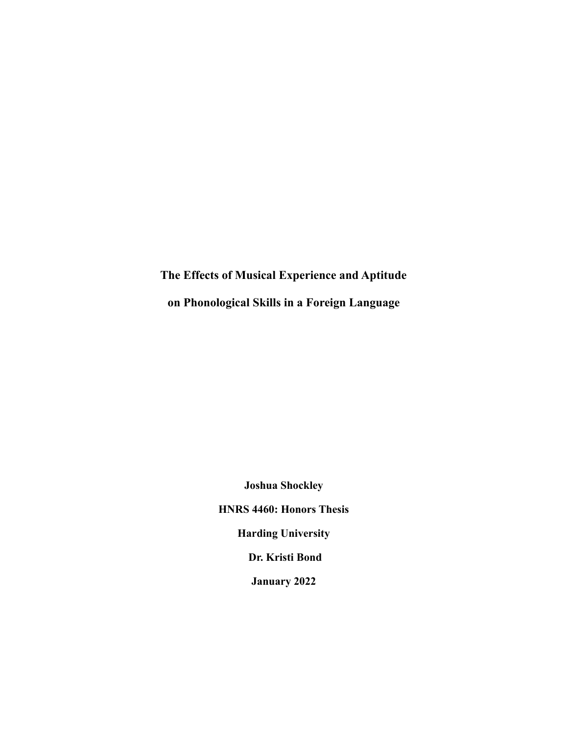**The Effects of Musical Experience and Aptitude**

**on Phonological Skills in a Foreign Language**

**Joshua Shockley**

**HNRS 4460: Honors Thesis**

**Harding University**

**Dr. Kristi Bond**

**January 2022**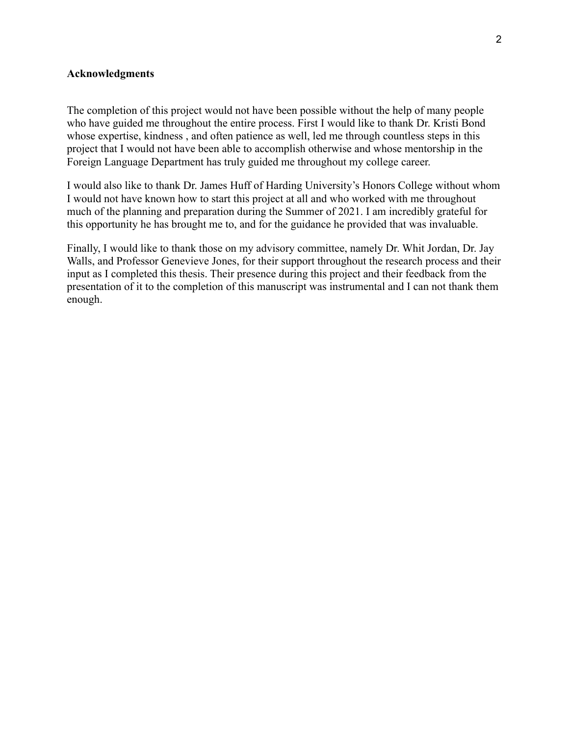## Acknowledgments

The completion of this project would not have been possible without the help of many people who have guided me throughout the entire process. First I would like to thank Dr. Kristi Bond whose expertise, kindness , and often patience as well, led me through countless steps in this project that I would not have been able to accomplish otherwise and whose mentorship in the Foreign Language Department has truly guided me throughout my college career.

I would also like to thank Dr. James Huff of Harding University's Honors College without whom I would not have known how to start this project at all and who worked with me throughout much of the planning and preparation during the Summer of 2021. I am incredibly grateful for this opportunity he has brought me to, and for the guidance he provided that was invaluable.

Finally, I would like to thank those on my advisory committee, namely Dr. Whit Jordan, Dr. Jay Walls, and Professor Genevieve Jones, for their support throughout the research process and their input as I completed this thesis. Their presence during this project and their feedback from the presentation of it to the completion of this manuscript was instrumental and I can not thank them enough.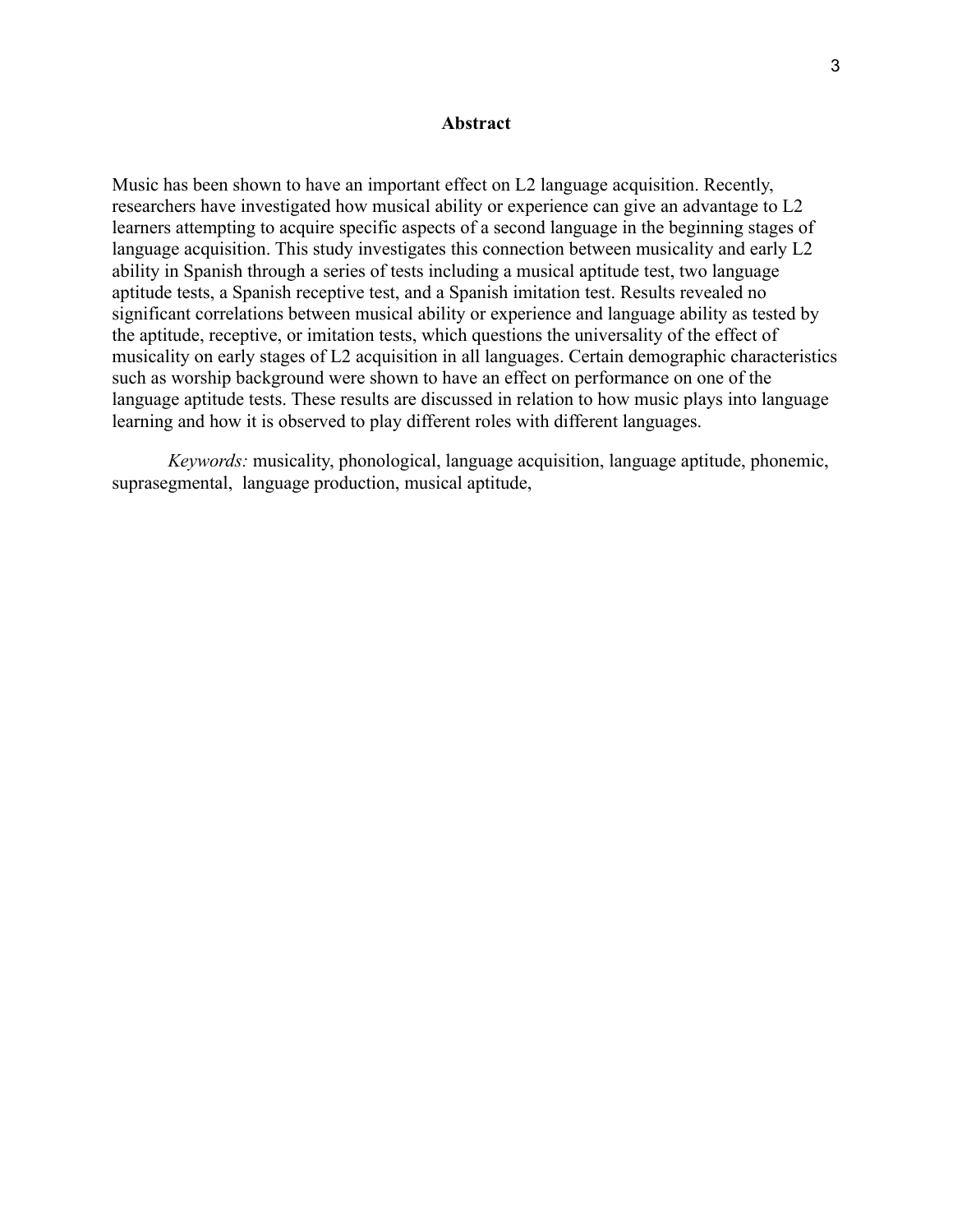# Abstract

Music has been shown to have an important effect on L2 language acquisition. Recently, researchers have investigated how musical ability or experience can give an advantage to L2 learners attempting to acquire specific aspects of a second language in the beginning stages of language acquisition. This study investigates this connection between musicality and early L2 ability in Spanish through a series of tests including a musical aptitude test, two language aptitude tests, a Spanish receptive test, and a Spanish imitation test. Results revealed no significant correlations between musical ability or experience and language ability as tested by the aptitude, receptive, or imitation tests, which questions the universality of the effect of musicality on early stages of L2 acquisition in all languages. Certain demographic characteristics such as worship background were shown to have an effect on performance on one of the language aptitude tests. These results are discussed in relation to how music plays into language learning and how it is observed to play different roles with different languages.

*Keywords:* musicality, phonological, language acquisition, language aptitude, phonemic, suprasegmental, language production, musical aptitude,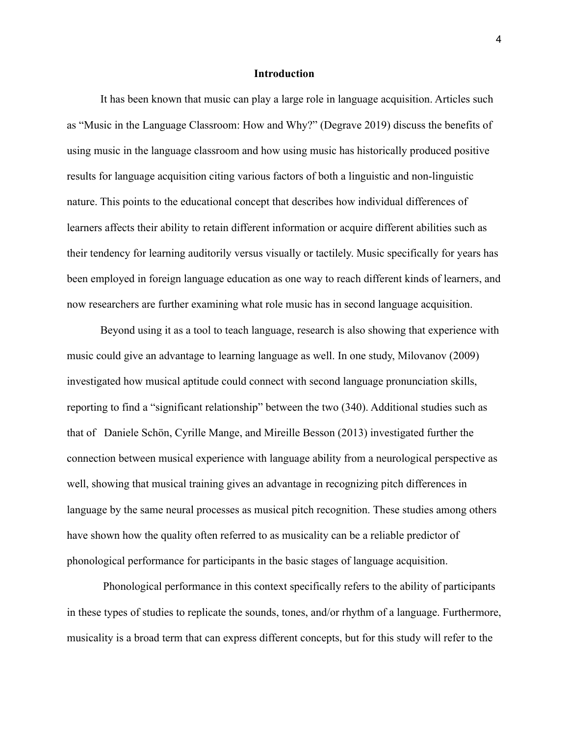## Introduction

It has been known that music can play a large role in language acquisition. Articles such as "Music in the Language Classroom: How and Why?" (Degrave 2019) discuss the benefits of using music in the language classroom and how using music has historically produced positive results for language acquisition citing various factors of both a linguistic and non-linguistic nature. This points to the educational concept that describes how individual differences of learners affects their ability to retain different information or acquire different abilities such as their tendency for learning auditorily versus visually or tactilely. Music specifically for years has been employed in foreign language education as one way to reach different kinds of learners, and now researchers are further examining what role music has in second language acquisition.

Beyond using it as a tool to teach language, research is also showing that experience with music could give an advantage to learning language as well. In one study, Milovanov (2009) investigated how musical aptitude could connect with second language pronunciation skills, reporting to find a "significant relationship" between the two (340). Additional studies such as that of Daniele Schön, Cyrille Mange, and Mireille Besson (2013) investigated further the connection between musical experience with language ability from a neurological perspective as well, showing that musical training gives an advantage in recognizing pitch differences in language by the same neural processes as musical pitch recognition. These studies among others have shown how the quality often referred to as musicality can be a reliable predictor of phonological performance for participants in the basic stages of language acquisition.

Phonological performance in this context specifically refers to the ability of participants in these types of studies to replicate the sounds, tones, and/or rhythm of a language. Furthermore, musicality is a broad term that can express different concepts, but for this study will refer to the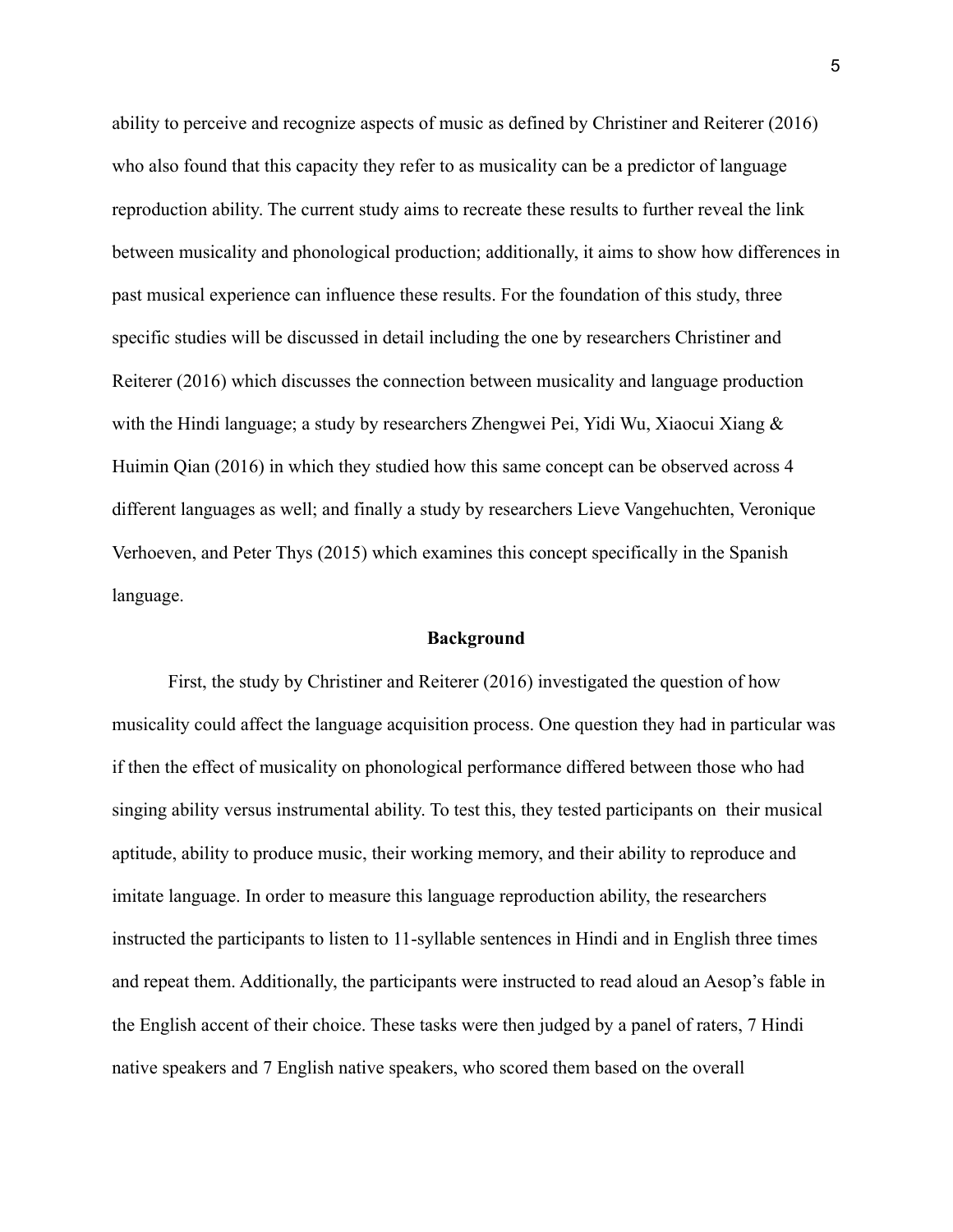ability to perceive and recognize aspects of music as defined by Christiner and Reiterer (2016) who also found that this capacity they refer to as musicality can be a predictor of language reproduction ability. The current study aims to recreate these results to further reveal the link between musicality and phonological production; additionally, it aims to show how differences in past musical experience can influence these results. For the foundation of this study, three specific studies will be discussed in detail including the one by researchers Christiner and Reiterer (2016) which discusses the connection between musicality and language production with the Hindi language; a study by researchers Zhengwei Pei, Yidi Wu, Xiaocui Xiang & Huimin Qian (2016) in which they studied how this same concept can be observed across 4 different languages as well; and finally a study by researchers Lieve Vangehuchten, Veronique Verhoeven, and Peter Thys (2015) which examines this concept specifically in the Spanish language.

## Background

First, the study by Christiner and Reiterer (2016) investigated the question of how musicality could affect the language acquisition process. One question they had in particular was if then the effect of musicality on phonological performance differed between those who had singing ability versus instrumental ability. To test this, they tested participants on their musical aptitude, ability to produce music, their working memory, and their ability to reproduce and imitate language. In order to measure this language reproduction ability, the researchers instructed the participants to listen to 11-syllable sentences in Hindi and in English three times and repeat them. Additionally, the participants were instructed to read aloud an Aesop's fable in the English accent of their choice. These tasks were then judged by a panel of raters, 7 Hindi native speakers and 7 English native speakers, who scored them based on the overall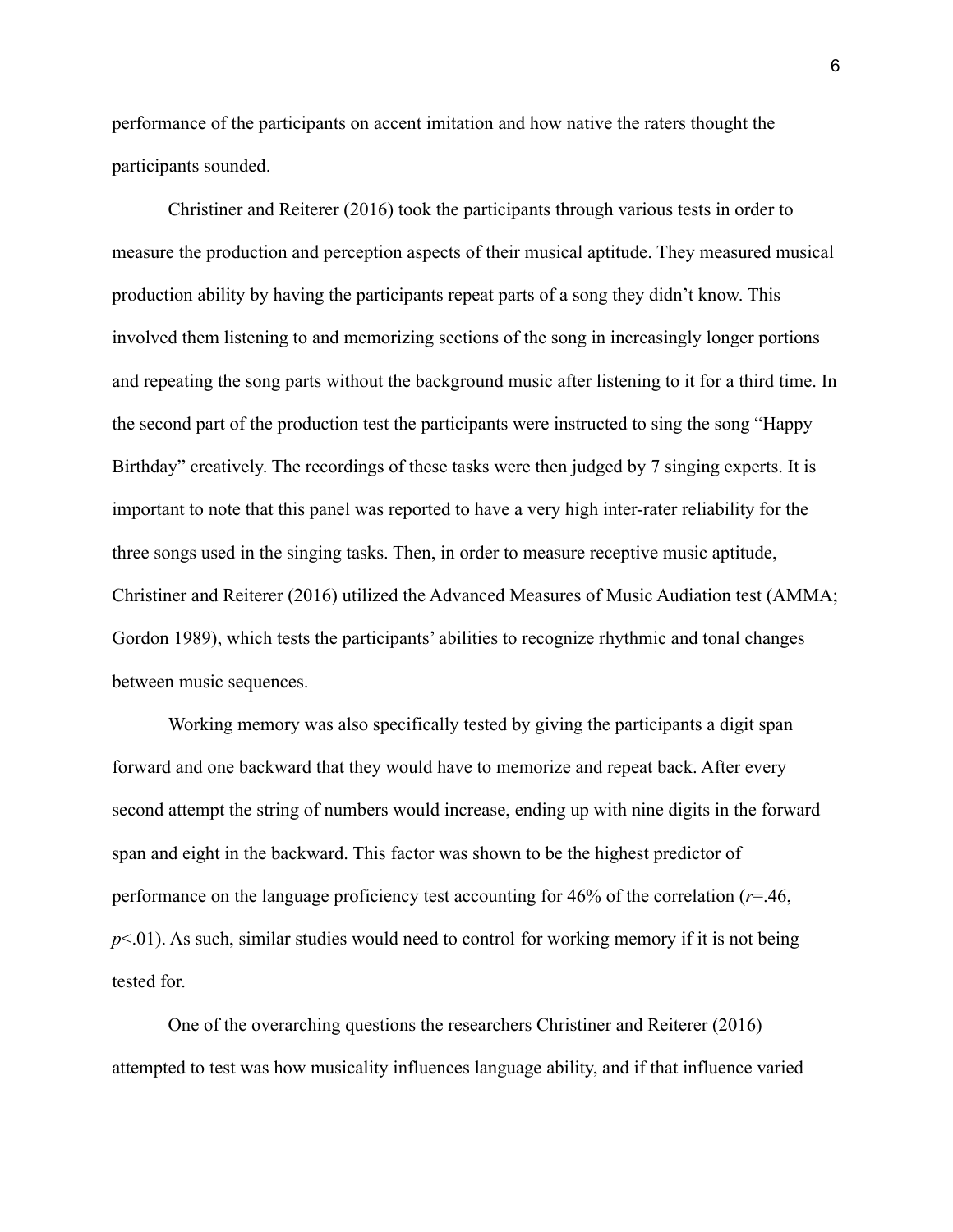performance of the participants on accent imitation and how native the raters thought the participants sounded.

Christiner and Reiterer (2016) took the participants through various tests in order to measure the production and perception aspects of their musical aptitude. They measured musical production ability by having the participants repeat parts of a song they didn't know. This involved them listening to and memorizing sections of the song in increasingly longer portions and repeating the song parts without the background music after listening to it for a third time. In the second part of the production test the participants were instructed to sing the song "Happy Birthday" creatively. The recordings of these tasks were then judged by 7 singing experts. It is important to note that this panel was reported to have a very high inter-rater reliability for the three songs used in the singing tasks. Then, in order to measure receptive music aptitude, Christiner and Reiterer (2016) utilized the Advanced Measures of Music Audiation test (AMMA; Gordon 1989), which tests the participants' abilities to recognize rhythmic and tonal changes between music sequences.

Working memory was also specifically tested by giving the participants a digit span forward and one backward that they would have to memorize and repeat back. After every second attempt the string of numbers would increase, ending up with nine digits in the forward span and eight in the backward. This factor was shown to be the highest predictor of performance on the language proficiency test accounting for 46% of the correlation ($r$=.46, $p$<.01). As such, similar studies would need to control for working memory if it is not being tested for.

One of the overarching questions the researchers Christiner and Reiterer (2016) attempted to test was how musicality influences language ability, and if that influence varied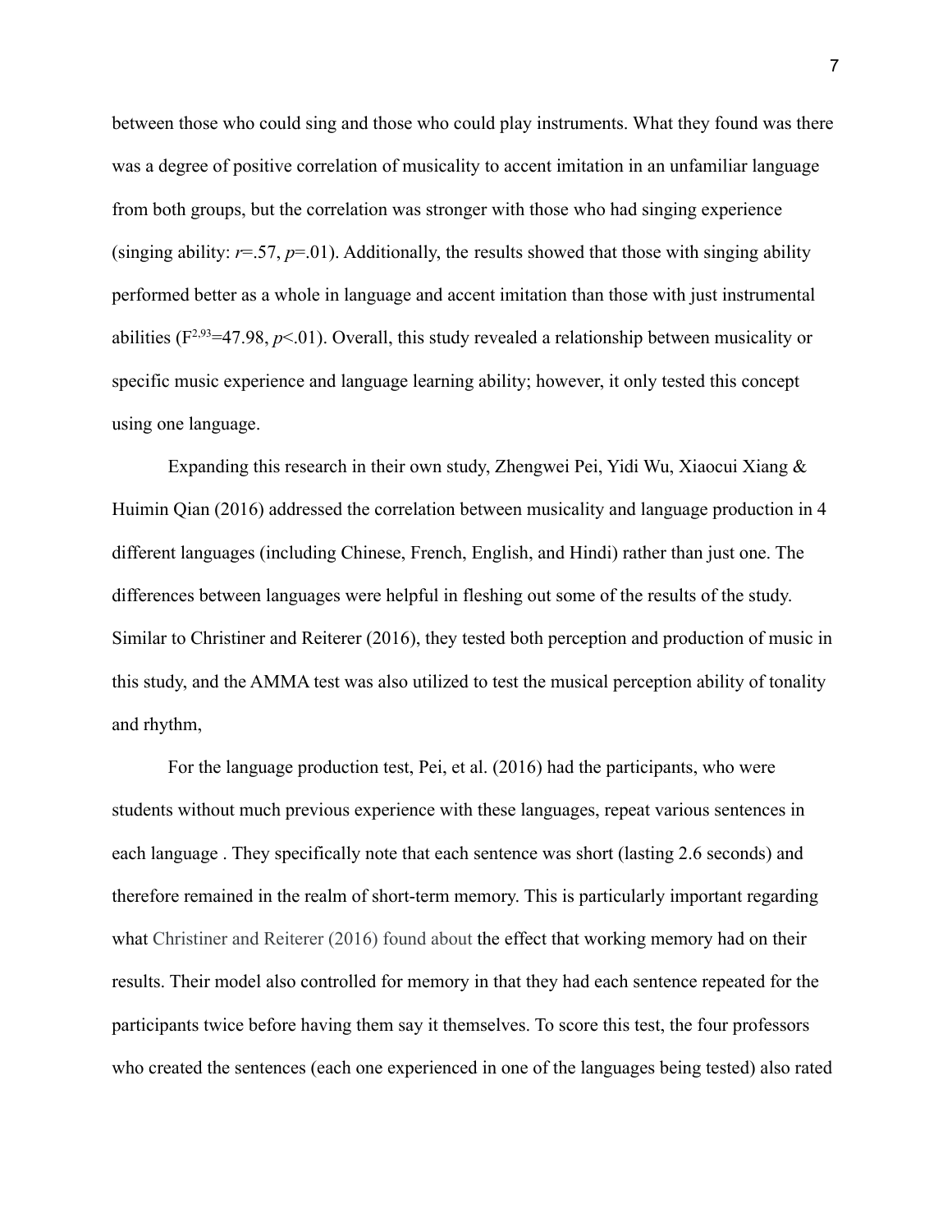between those who could sing and those who could play instruments. What they found was there was a degree of positive correlation of musicality to accent imitation in an unfamiliar language from both groups, but the correlation was stronger with those who had singing experience (singing ability: $r$=.57, $p$=.01). Additionally, the results showed that those with singing ability performed better as a whole in language and accent imitation than those with just instrumental abilities ($F^{2,93}$=47.98, $p$<.01). Overall, this study revealed a relationship between musicality or specific music experience and language learning ability; however, it only tested this concept using one language.

Expanding this research in their own study, Zhengwei Pei, Yidi Wu, Xiaocui Xiang & Huimin Qian (2016) addressed the correlation between musicality and language production in 4 different languages (including Chinese, French, English, and Hindi) rather than just one. The differences between languages were helpful in fleshing out some of the results of the study. Similar to Christiner and Reiterer (2016), they tested both perception and production of music in this study, and the AMMA test was also utilized to test the musical perception ability of tonality and rhythm,

For the language production test, Pei, et al. (2016) had the participants, who were students without much previous experience with these languages, repeat various sentences in each language . They specifically note that each sentence was short (lasting 2.6 seconds) and therefore remained in the realm of short-term memory. This is particularly important regarding what Christiner and Reiterer (2016) found about the effect that working memory had on their results. Their model also controlled for memory in that they had each sentence repeated for the participants twice before having them say it themselves. To score this test, the four professors who created the sentences (each one experienced in one of the languages being tested) also rated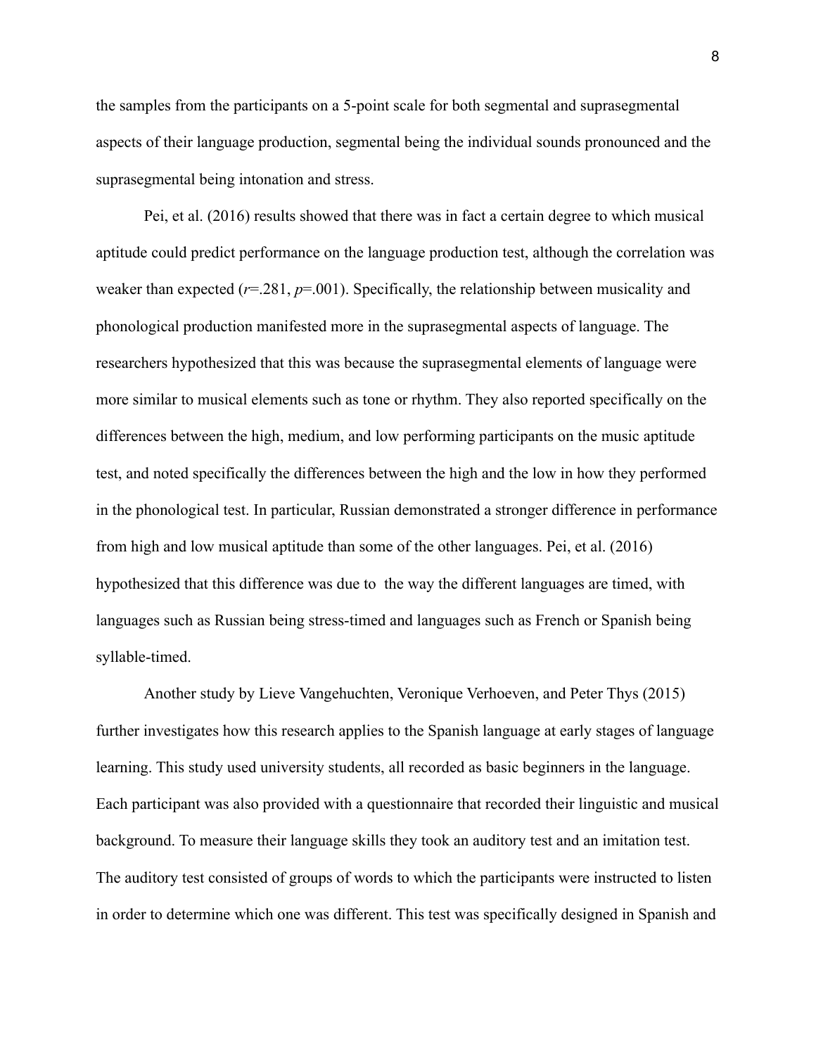the samples from the participants on a 5-point scale for both segmental and suprasegmental aspects of their language production, segmental being the individual sounds pronounced and the suprasegmental being intonation and stress.

Pei, et al. (2016) results showed that there was in fact a certain degree to which musical aptitude could predict performance on the language production test, although the correlation was weaker than expected ($r$=.281, $p$=.001). Specifically, the relationship between musicality and phonological production manifested more in the suprasegmental aspects of language. The researchers hypothesized that this was because the suprasegmental elements of language were more similar to musical elements such as tone or rhythm. They also reported specifically on the differences between the high, medium, and low performing participants on the music aptitude test, and noted specifically the differences between the high and the low in how they performed in the phonological test. In particular, Russian demonstrated a stronger difference in performance from high and low musical aptitude than some of the other languages. Pei, et al. (2016) hypothesized that this difference was due to the way the different languages are timed, with languages such as Russian being stress-timed and languages such as French or Spanish being syllable-timed.

Another study by Lieve Vangehuchten, Veronique Verhoeven, and Peter Thys (2015) further investigates how this research applies to the Spanish language at early stages of language learning. This study used university students, all recorded as basic beginners in the language. Each participant was also provided with a questionnaire that recorded their linguistic and musical background. To measure their language skills they took an auditory test and an imitation test. The auditory test consisted of groups of words to which the participants were instructed to listen in order to determine which one was different. This test was specifically designed in Spanish and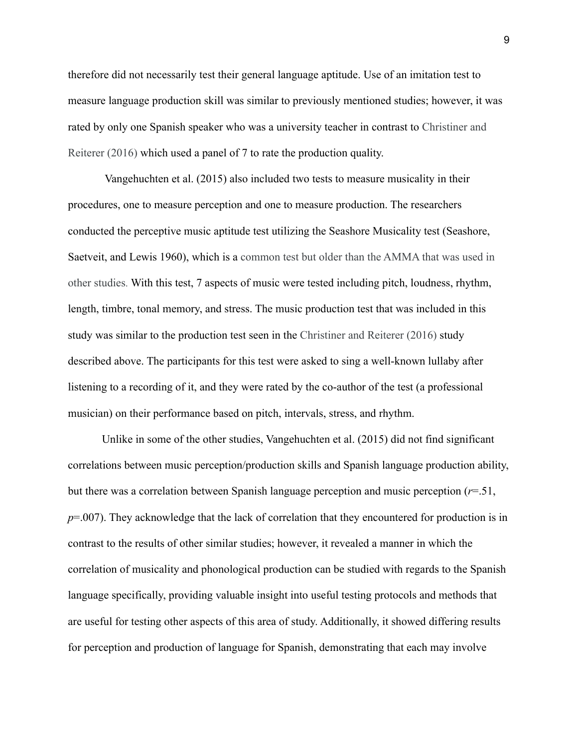therefore did not necessarily test their general language aptitude. Use of an imitation test to measure language production skill was similar to previously mentioned studies; however, it was rated by only one Spanish speaker who was a university teacher in contrast to Christiner and Reiterer (2016) which used a panel of 7 to rate the production quality.

Vangehuchten et al. (2015) also included two tests to measure musicality in their procedures, one to measure perception and one to measure production. The researchers conducted the perceptive music aptitude test utilizing the Seashore Musicality test (Seashore, Saetveit, and Lewis 1960), which is a common test but older than the AMMA that was used in other studies. With this test, 7 aspects of music were tested including pitch, loudness, rhythm, length, timbre, tonal memory, and stress. The music production test that was included in this study was similar to the production test seen in the Christiner and Reiterer (2016) study described above. The participants for this test were asked to sing a well-known lullaby after listening to a recording of it, and they were rated by the co-author of the test (a professional musician) on their performance based on pitch, intervals, stress, and rhythm.

Unlike in some of the other studies, Vangehuchten et al. (2015) did not find significant correlations between music perception/production skills and Spanish language production ability, but there was a correlation between Spanish language perception and music perception ($r$=.51, $p$=.007). They acknowledge that the lack of correlation that they encountered for production is in contrast to the results of other similar studies; however, it revealed a manner in which the correlation of musicality and phonological production can be studied with regards to the Spanish language specifically, providing valuable insight into useful testing protocols and methods that are useful for testing other aspects of this area of study. Additionally, it showed differing results for perception and production of language for Spanish, demonstrating that each may involve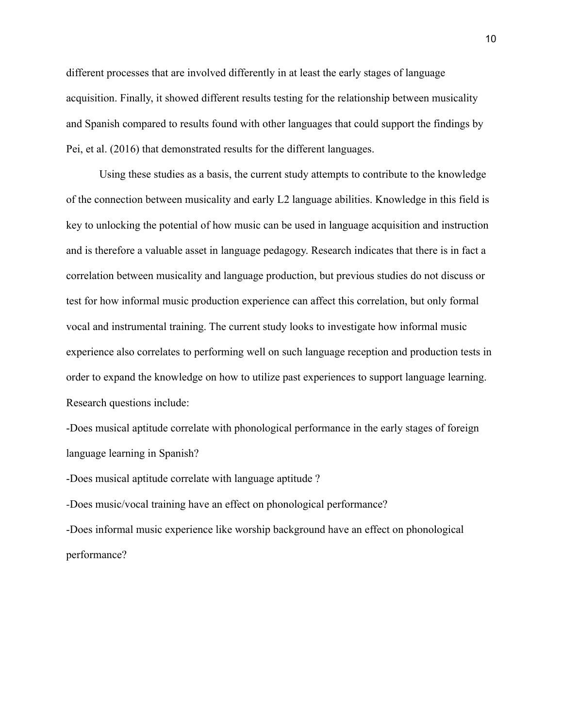different processes that are involved differently in at least the early stages of language acquisition. Finally, it showed different results testing for the relationship between musicality and Spanish compared to results found with other languages that could support the findings by Pei, et al. (2016) that demonstrated results for the different languages.

Using these studies as a basis, the current study attempts to contribute to the knowledge of the connection between musicality and early L2 language abilities. Knowledge in this field is key to unlocking the potential of how music can be used in language acquisition and instruction and is therefore a valuable asset in language pedagogy. Research indicates that there is in fact a correlation between musicality and language production, but previous studies do not discuss or test for how informal music production experience can affect this correlation, but only formal vocal and instrumental training. The current study looks to investigate how informal music experience also correlates to performing well on such language reception and production tests in order to expand the knowledge on how to utilize past experiences to support language learning. Research questions include:

-Does musical aptitude correlate with phonological performance in the early stages of foreign language learning in Spanish?

-Does musical aptitude correlate with language aptitude ?

-Does music/vocal training have an effect on phonological performance?

-Does informal music experience like worship background have an effect on phonological performance?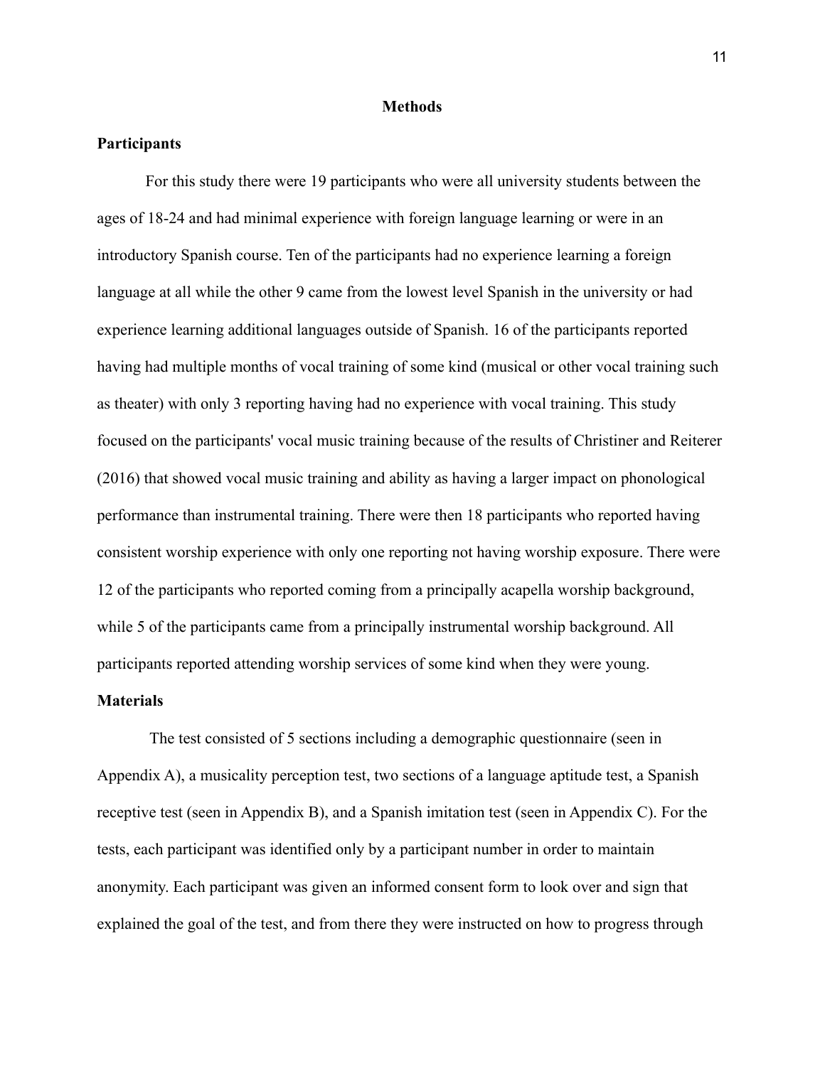## Methods

### Participants

For this study there were 19 participants who were all university students between the ages of 18-24 and had minimal experience with foreign language learning or were in an introductory Spanish course. Ten of the participants had no experience learning a foreign language at all while the other 9 came from the lowest level Spanish in the university or had experience learning additional languages outside of Spanish. 16 of the participants reported having had multiple months of vocal training of some kind (musical or other vocal training such as theater) with only 3 reporting having had no experience with vocal training. This study focused on the participants' vocal music training because of the results of Christiner and Reiterer (2016) that showed vocal music training and ability as having a larger impact on phonological performance than instrumental training. There were then 18 participants who reported having consistent worship experience with only one reporting not having worship exposure. There were 12 of the participants who reported coming from a principally acapella worship background, while 5 of the participants came from a principally instrumental worship background. All participants reported attending worship services of some kind when they were young.

### Materials

The test consisted of 5 sections including a demographic questionnaire (seen in Appendix A), a musicality perception test, two sections of a language aptitude test, a Spanish receptive test (seen in Appendix B), and a Spanish imitation test (seen in Appendix C). For the tests, each participant was identified only by a participant number in order to maintain anonymity. Each participant was given an informed consent form to look over and sign that explained the goal of the test, and from there they were instructed on how to progress through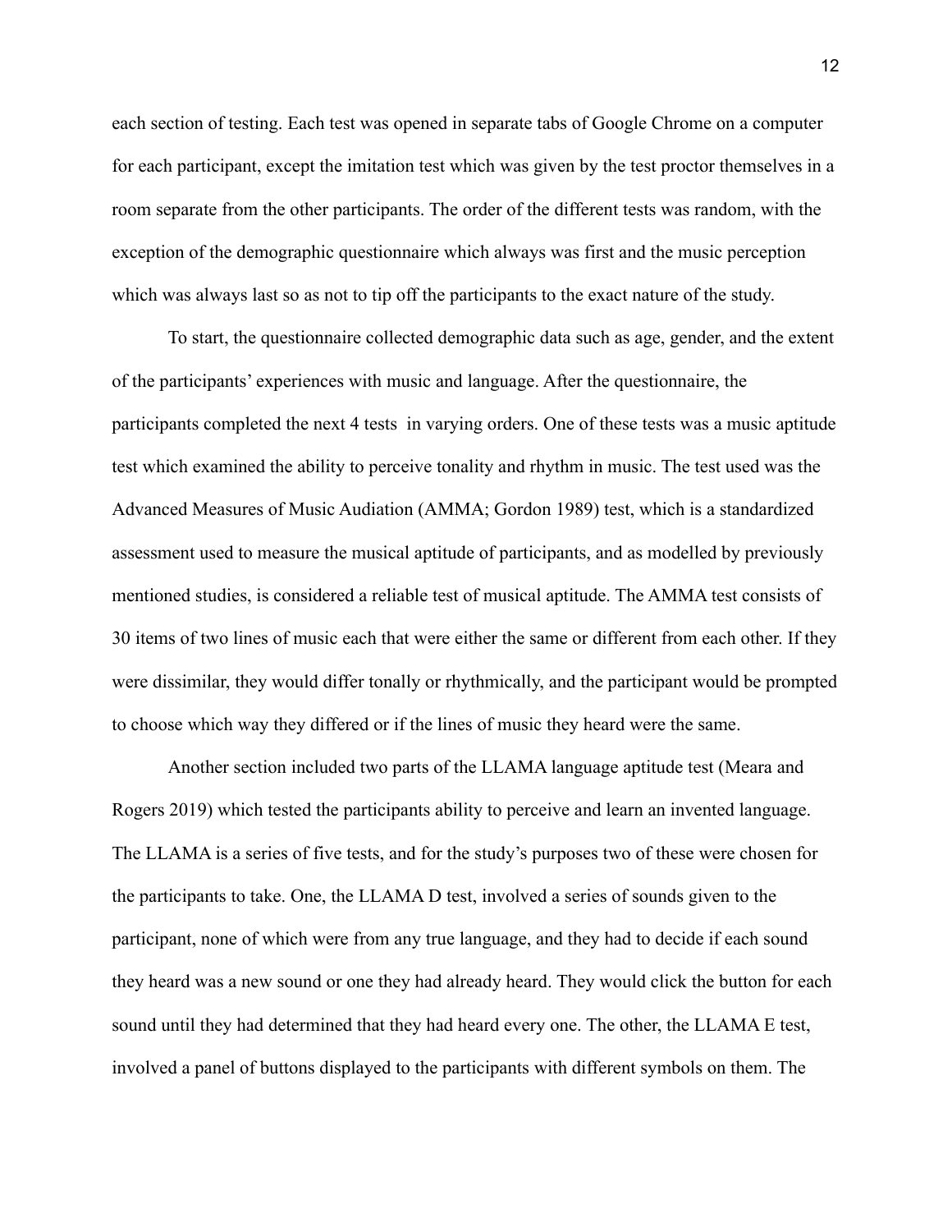each section of testing. Each test was opened in separate tabs of Google Chrome on a computer for each participant, except the imitation test which was given by the test proctor themselves in a room separate from the other participants. The order of the different tests was random, with the exception of the demographic questionnaire which always was first and the music perception which was always last so as not to tip off the participants to the exact nature of the study.

To start, the questionnaire collected demographic data such as age, gender, and the extent of the participants' experiences with music and language. After the questionnaire, the participants completed the next 4 tests in varying orders. One of these tests was a music aptitude test which examined the ability to perceive tonality and rhythm in music. The test used was the Advanced Measures of Music Audiation (AMMA; Gordon 1989) test, which is a standardized assessment used to measure the musical aptitude of participants, and as modelled by previously mentioned studies, is considered a reliable test of musical aptitude. The AMMA test consists of 30 items of two lines of music each that were either the same or different from each other. If they were dissimilar, they would differ tonally or rhythmically, and the participant would be prompted to choose which way they differed or if the lines of music they heard were the same.

Another section included two parts of the LLAMA language aptitude test (Meara and Rogers 2019) which tested the participants ability to perceive and learn an invented language. The LLAMA is a series of five tests, and for the study's purposes two of these were chosen for the participants to take. One, the LLAMA D test, involved a series of sounds given to the participant, none of which were from any true language, and they had to decide if each sound they heard was a new sound or one they had already heard. They would click the button for each sound until they had determined that they had heard every one. The other, the LLAMA E test, involved a panel of buttons displayed to the participants with different symbols on them. The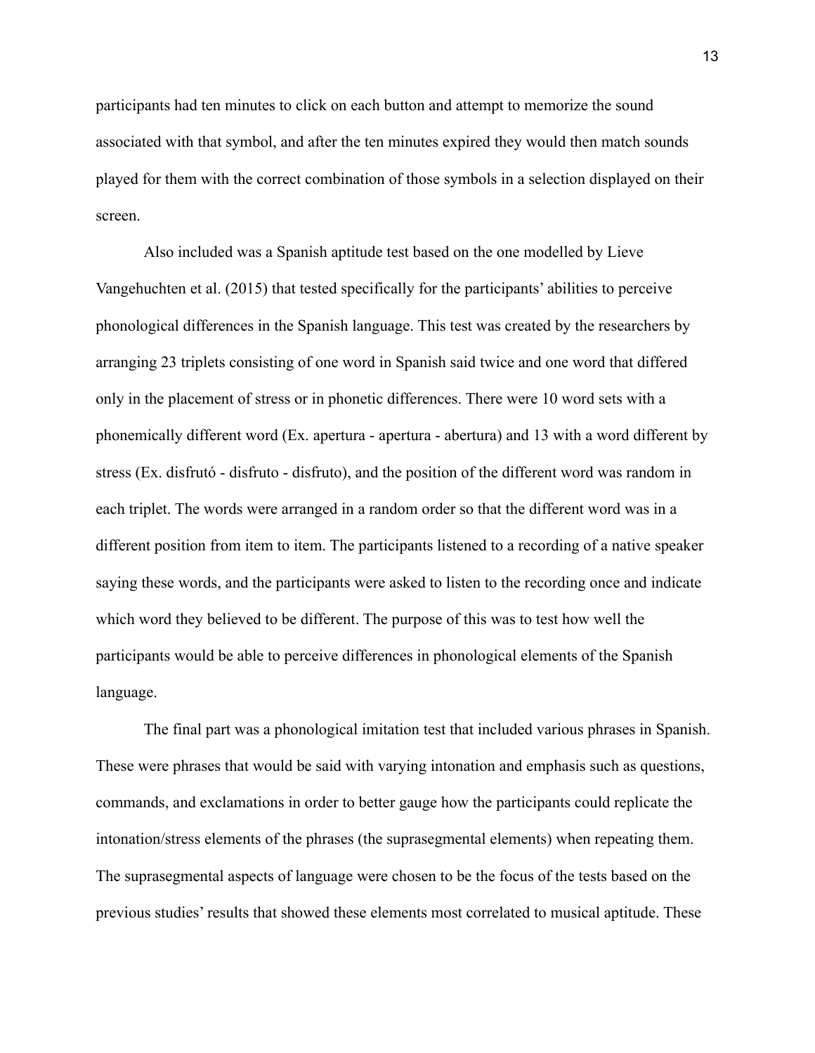participants had ten minutes to click on each button and attempt to memorize the sound associated with that symbol, and after the ten minutes expired they would then match sounds played for them with the correct combination of those symbols in a selection displayed on their screen.

Also included was a Spanish aptitude test based on the one modelled by Lieve Vangehuchten et al. (2015) that tested specifically for the participants' abilities to perceive phonological differences in the Spanish language. This test was created by the researchers by arranging 23 triplets consisting of one word in Spanish said twice and one word that differed only in the placement of stress or in phonetic differences. There were 10 word sets with a phonemically different word (Ex. apertura - apertura - abertura) and 13 with a word different by stress (Ex. disfrutó - disfruto - disfruto), and the position of the different word was random in each triplet. The words were arranged in a random order so that the different word was in a different position from item to item. The participants listened to a recording of a native speaker saying these words, and the participants were asked to listen to the recording once and indicate which word they believed to be different. The purpose of this was to test how well the participants would be able to perceive differences in phonological elements of the Spanish language.

The final part was a phonological imitation test that included various phrases in Spanish. These were phrases that would be said with varying intonation and emphasis such as questions, commands, and exclamations in order to better gauge how the participants could replicate the intonation/stress elements of the phrases (the suprasegmental elements) when repeating them. The suprasegmental aspects of language were chosen to be the focus of the tests based on the previous studies' results that showed these elements most correlated to musical aptitude. These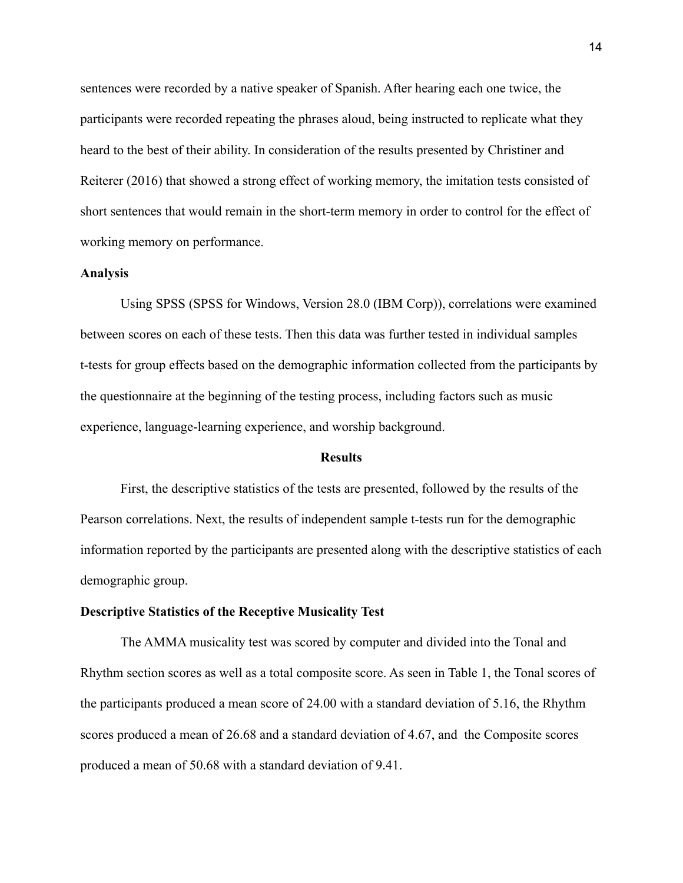sentences were recorded by a native speaker of Spanish. After hearing each one twice, the participants were recorded repeating the phrases aloud, being instructed to replicate what they heard to the best of their ability. In consideration of the results presented by Christiner and Reiterer (2016) that showed a strong effect of working memory, the imitation tests consisted of short sentences that would remain in the short-term memory in order to control for the effect of working memory on performance.

**Analysis**

Using SPSS (SPSS for Windows, Version 28.0 (IBM Corp)), correlations were examined between scores on each of these tests. Then this data was further tested in individual samples t-tests for group effects based on the demographic information collected from the participants by the questionnaire at the beginning of the testing process, including factors such as music experience, language-learning experience, and worship background.

## Results

First, the descriptive statistics of the tests are presented, followed by the results of the Pearson correlations. Next, the results of independent sample t-tests run for the demographic information reported by the participants are presented along with the descriptive statistics of each demographic group.

**Descriptive Statistics of the Receptive Musicality Test**

The AMMA musicality test was scored by computer and divided into the Tonal and Rhythm section scores as well as a total composite score. As seen in Table 1, the Tonal scores of the participants produced a mean score of 24.00 with a standard deviation of 5.16, the Rhythm scores produced a mean of 26.68 and a standard deviation of 4.67, and the Composite scores produced a mean of 50.68 with a standard deviation of 9.41.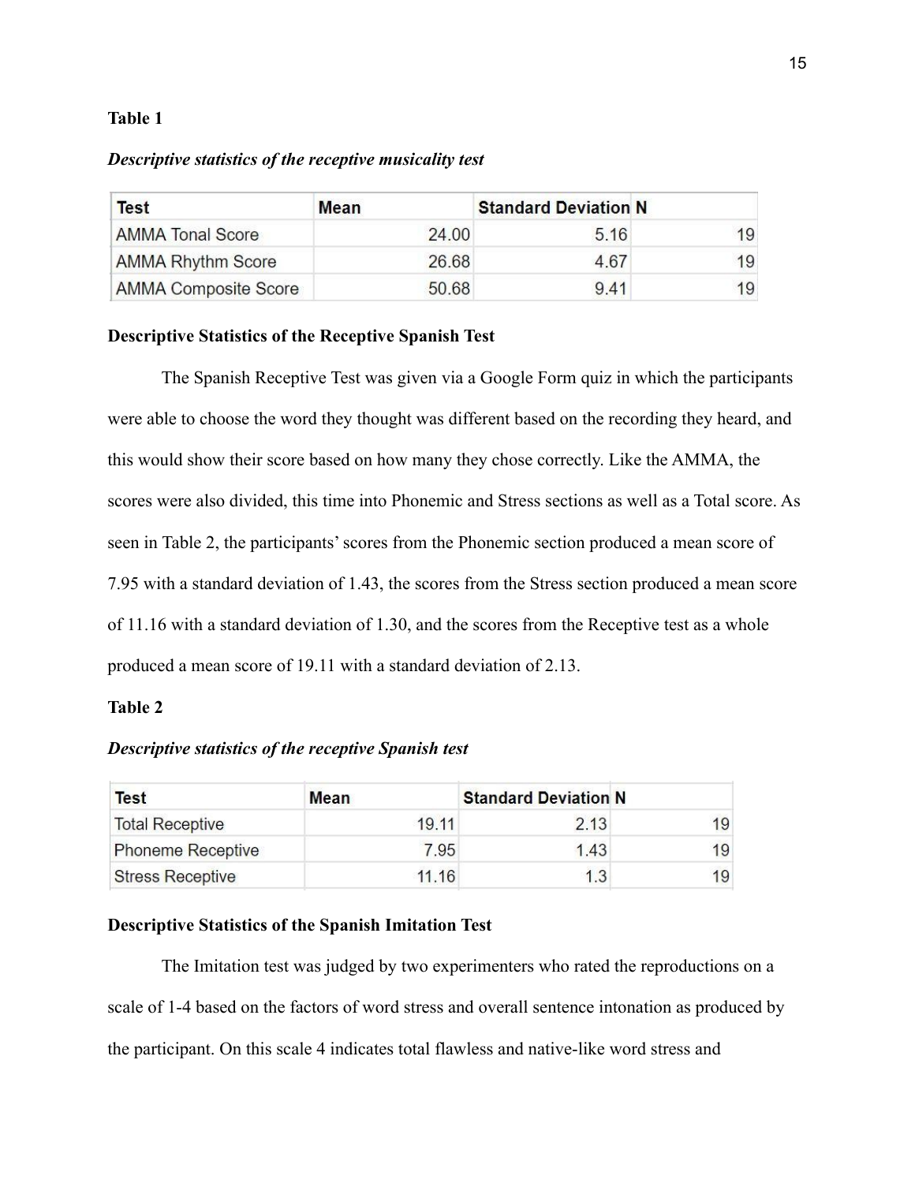**Table 1**

***Descriptive statistics of the receptive musicality test***

| Test | Mean | Standard Deviation | N |
|---|---|---|---|
| AMMA Tonal Score | 24.00 | 5.16 | 19 |
| AMMA Rhythm Score | 26.68 | 4.67 | 19 |
| AMMA Composite Score | 50.68 | 9.41 | 19 |

**Descriptive Statistics of the Receptive Spanish Test**

The Spanish Receptive Test was given via a Google Form quiz in which the participants were able to choose the word they thought was different based on the recording they heard, and this would show their score based on how many they chose correctly. Like the AMMA, the scores were also divided, this time into Phonemic and Stress sections as well as a Total score. As seen in Table 2, the participants' scores from the Phonemic section produced a mean score of 7.95 with a standard deviation of 1.43, the scores from the Stress section produced a mean score of 11.16 with a standard deviation of 1.30, and the scores from the Receptive test as a whole produced a mean score of 19.11 with a standard deviation of 2.13.

**Table 2**

***Descriptive statistics of the receptive Spanish test***

| Test | Mean | Standard Deviation | N |
|---|---|---|---|
| Total Receptive | 19.11 | 2.13 | 19 |
| Phoneme Receptive | 7.95 | 1.43 | 19 |
| Stress Receptive | 11.16 | 1.3 | 19 |

**Descriptive Statistics of the Spanish Imitation Test**

The Imitation test was judged by two experimenters who rated the reproductions on a scale of 1-4 based on the factors of word stress and overall sentence intonation as produced by the participant. On this scale 4 indicates total flawless and native-like word stress and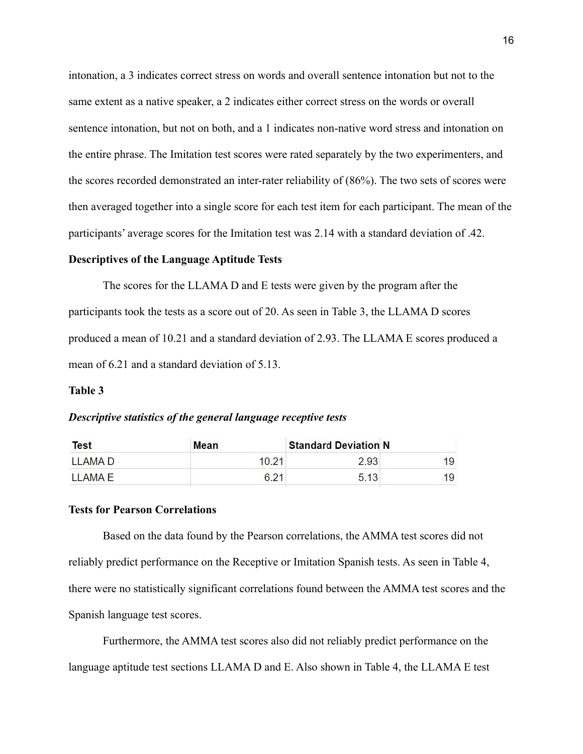intonation, a 3 indicates correct stress on words and overall sentence intonation but not to the same extent as a native speaker, a 2 indicates either correct stress on the words or overall sentence intonation, but not on both, and a 1 indicates non-native word stress and intonation on the entire phrase. The Imitation test scores were rated separately by the two experimenters, and the scores recorded demonstrated an inter-rater reliability of (86%). The two sets of scores were then averaged together into a single score for each test item for each participant. The mean of the participants' average scores for the Imitation test was 2.14 with a standard deviation of .42.

**Descriptives of the Language Aptitude Tests**

The scores for the LLAMA D and E tests were given by the program after the participants took the tests as a score out of 20. As seen in Table 3, the LLAMA D scores produced a mean of 10.21 and a standard deviation of 2.93. The LLAMA E scores produced a mean of 6.21 and a standard deviation of 5.13.

**Table 3**

***Descriptive statistics of the general language receptive tests***

| Test | Mean | Standard Deviation | N |
|---|---|---|---|
| LLAMA D | 10.21 | 2.93 | 19 |
| LLAMA E | 6.21 | 5.13 | 19 |

**Tests for Pearson Correlations**

Based on the data found by the Pearson correlations, the AMMA test scores did not reliably predict performance on the Receptive or Imitation Spanish tests. As seen in Table 4, there were no statistically significant correlations found between the AMMA test scores and the Spanish language test scores.

Furthermore, the AMMA test scores also did not reliably predict performance on the language aptitude test sections LLAMA D and E. Also shown in Table 4, the LLAMA E test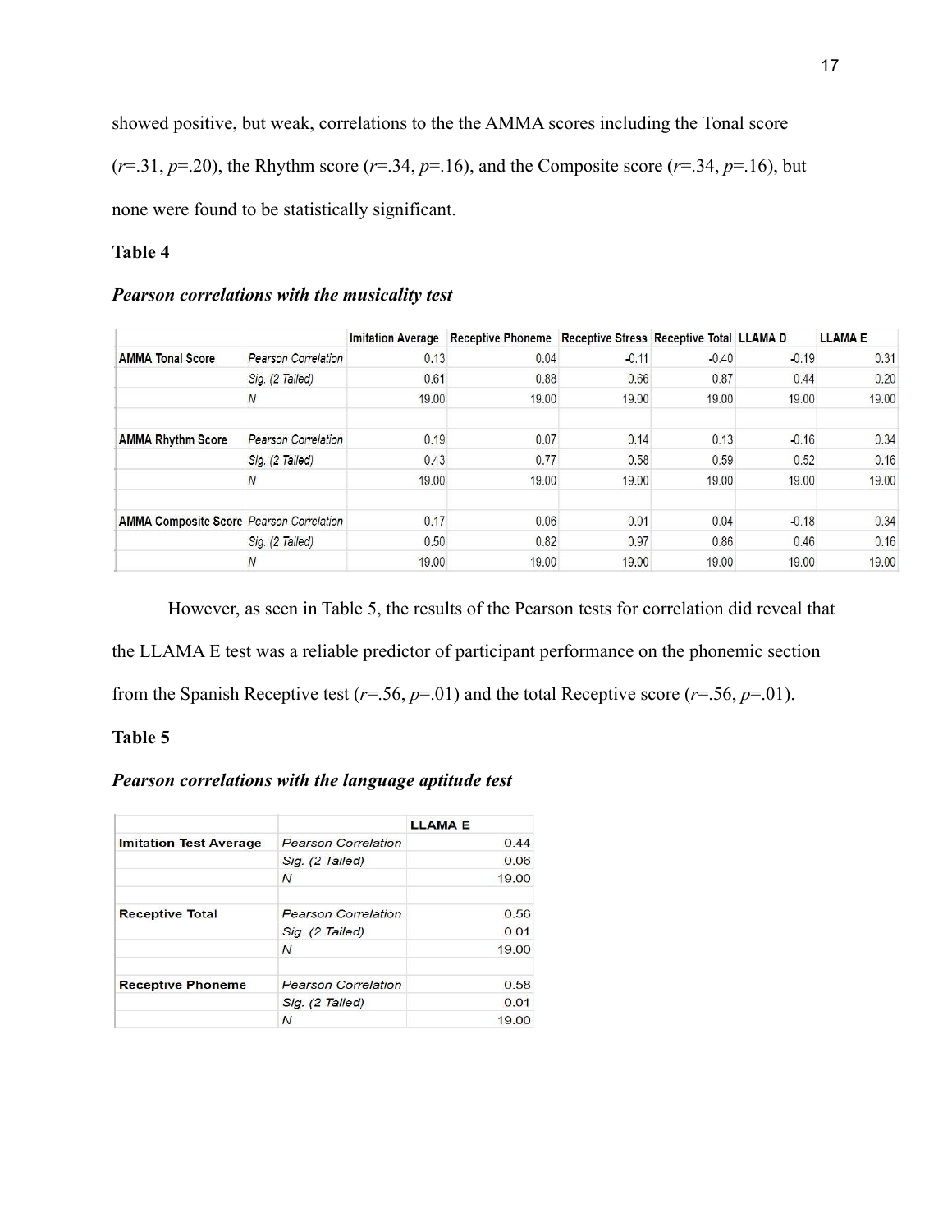showed positive, but weak, correlations to the the AMMA scores including the Tonal score ($r$=.31, $p$=.20), the Rhythm score ($r$=.34, $p$=.16), and the Composite score ($r$=.34, $p$=.16), but none were found to be statistically significant.

**Table 4**

***Pearson correlations with the musicality test***

| | | Imitation Average | Receptive Phoneme | Receptive Stress | Receptive Total | LLAMA D | LLAMA E |
|---|---|---|---|---|---|---|---|
| **AMMA Tonal Score** | *Pearson Correlation* | 0.13 | 0.04 | -0.11 | -0.40 | -0.19 | 0.31 |
| | *Sig. (2 Tailed)* | 0.61 | 0.88 | 0.66 | 0.87 | 0.44 | 0.20 |
| | *N* | 19.00 | 19.00 | 19.00 | 19.00 | 19.00 | 19.00 |
| | | | | | | | |
| **AMMA Rhythm Score** | *Pearson Correlation* | 0.19 | 0.07 | 0.14 | 0.13 | -0.16 | 0.34 |
| | *Sig. (2 Tailed)* | 0.43 | 0.77 | 0.58 | 0.59 | 0.52 | 0.16 |
| | *N* | 19.00 | 19.00 | 19.00 | 19.00 | 19.00 | 19.00 |
| | | | | | | | |
| **AMMA Composite Score** | *Pearson Correlation* | 0.17 | 0.06 | 0.01 | 0.04 | -0.18 | 0.34 |
| | *Sig. (2 Tailed)* | 0.50 | 0.82 | 0.97 | 0.86 | 0.46 | 0.16 |
| | *N* | 19.00 | 19.00 | 19.00 | 19.00 | 19.00 | 19.00 |

However, as seen in Table 5, the results of the Pearson tests for correlation did reveal that the LLAMA E test was a reliable predictor of participant performance on the phonemic section from the Spanish Receptive test ($r$=.56, $p$=.01) and the total Receptive score ($r$=.56, $p$=.01).

**Table 5**

***Pearson correlations with the language aptitude test***

| | | LLAMA E |
|---|---|---|
| **Imitation Test Average** | *Pearson Correlation* | 0.44 |
| | *Sig. (2 Tailed)* | 0.06 |
| | *N* | 19.00 |
| | | |
| **Receptive Total** | *Pearson Correlation* | 0.56 |
| | *Sig. (2 Tailed)* | 0.01 |
| | *N* | 19.00 |
| | | |
| **Receptive Phoneme** | *Pearson Correlation* | 0.58 |
| | *Sig. (2 Tailed)* | 0.01 |
| | *N* | 19.00 |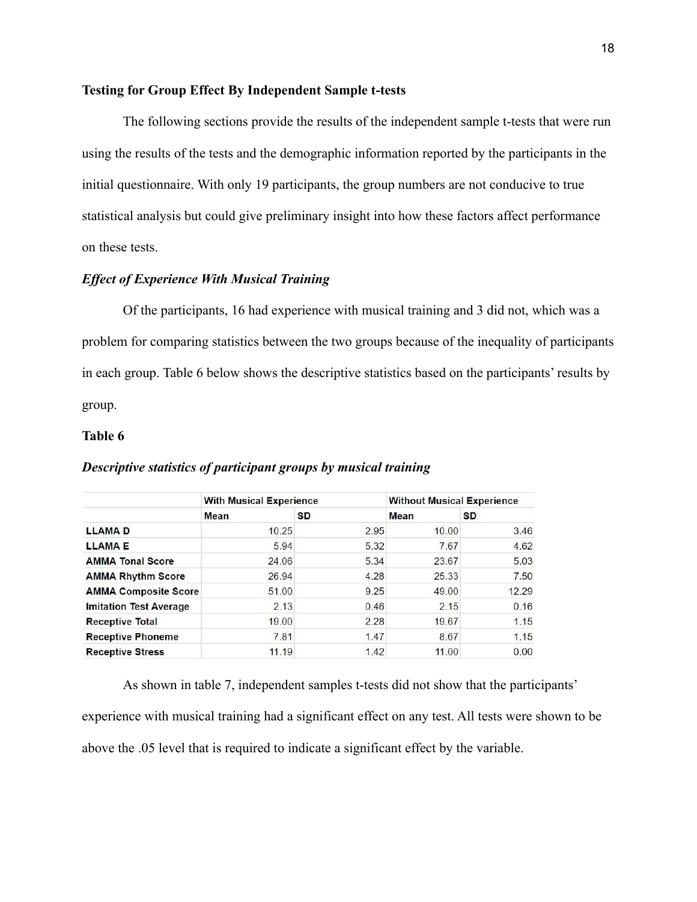**Testing for Group Effect By Independent Sample t-tests**

The following sections provide the results of the independent sample t-tests that were run using the results of the tests and the demographic information reported by the participants in the initial questionnaire. With only 19 participants, the group numbers are not conducive to true statistical analysis but could give preliminary insight into how these factors affect performance on these tests.

***Effect of Experience With Musical Training***

Of the participants, 16 had experience with musical training and 3 did not, which was a problem for comparing statistics between the two groups because of the inequality of participants in each group. Table 6 below shows the descriptive statistics based on the participants' results by group.

**Table 6**

***Descriptive statistics of participant groups by musical training***

| | With Musical Experience | | Without Musical Experience | |
|---|---|---|---|---|
| | Mean | SD | Mean | SD |
| **LLAMA D** | 10.25 | 2.95 | 10.00 | 3.46 |
| **LLAMA E** | 5.94 | 5.32 | 7.67 | 4.62 |
| **AMMA Tonal Score** | 24.06 | 5.34 | 23.67 | 5.03 |
| **AMMA Rhythm Score** | 26.94 | 4.28 | 25.33 | 7.50 |
| **AMMA Composite Score** | 51.00 | 9.25 | 49.00 | 12.29 |
| **Imitation Test Average** | 2.13 | 0.46 | 2.15 | 0.16 |
| **Receptive Total** | 19.00 | 2.28 | 19.67 | 1.15 |
| **Receptive Phoneme** | 7.81 | 1.47 | 8.67 | 1.15 |
| **Receptive Stress** | 11.19 | 1.42 | 11.00 | 0.00 |

As shown in table 7, independent samples t-tests did not show that the participants' experience with musical training had a significant effect on any test. All tests were shown to be above the .05 level that is required to indicate a significant effect by the variable.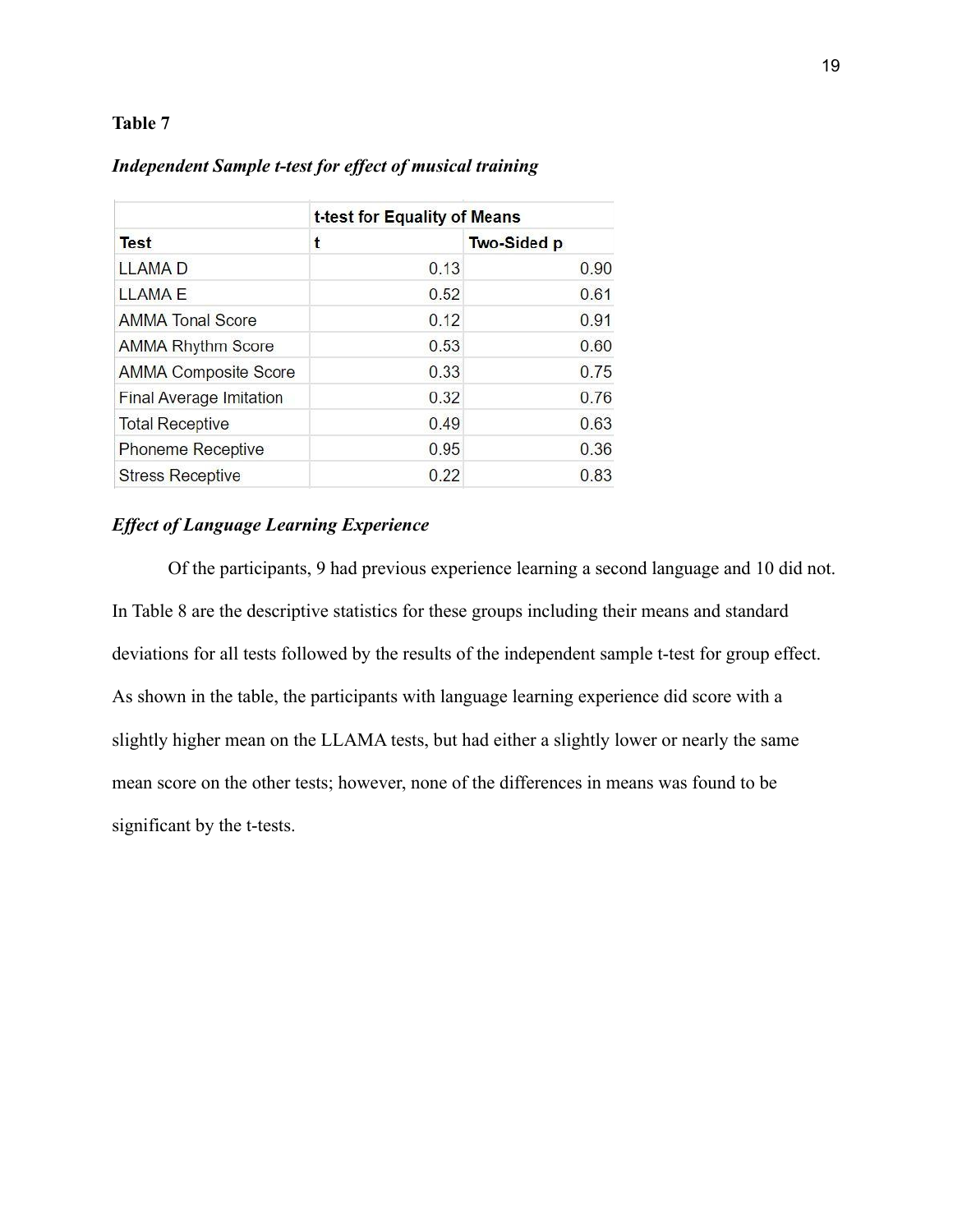**Table 7**

***Independent Sample t-test for effect of musical training***

| | t-test for Equality of Means | |
|---|---|---|
| Test | t | Two-Sided p |
| LLAMA D | 0.13 | 0.90 |
| LLAMA E | 0.52 | 0.61 |
| AMMA Tonal Score | 0.12 | 0.91 |
| AMMA Rhythm Score | 0.53 | 0.60 |
| AMMA Composite Score | 0.33 | 0.75 |
| Final Average Imitation | 0.32 | 0.76 |
| Total Receptive | 0.49 | 0.63 |
| Phoneme Receptive | 0.95 | 0.36 |
| Stress Receptive | 0.22 | 0.83 |

***Effect of Language Learning Experience***

Of the participants, 9 had previous experience learning a second language and 10 did not. In Table 8 are the descriptive statistics for these groups including their means and standard deviations for all tests followed by the results of the independent sample t-test for group effect. As shown in the table, the participants with language learning experience did score with a slightly higher mean on the LLAMA tests, but had either a slightly lower or nearly the same mean score on the other tests; however, none of the differences in means was found to be significant by the t-tests.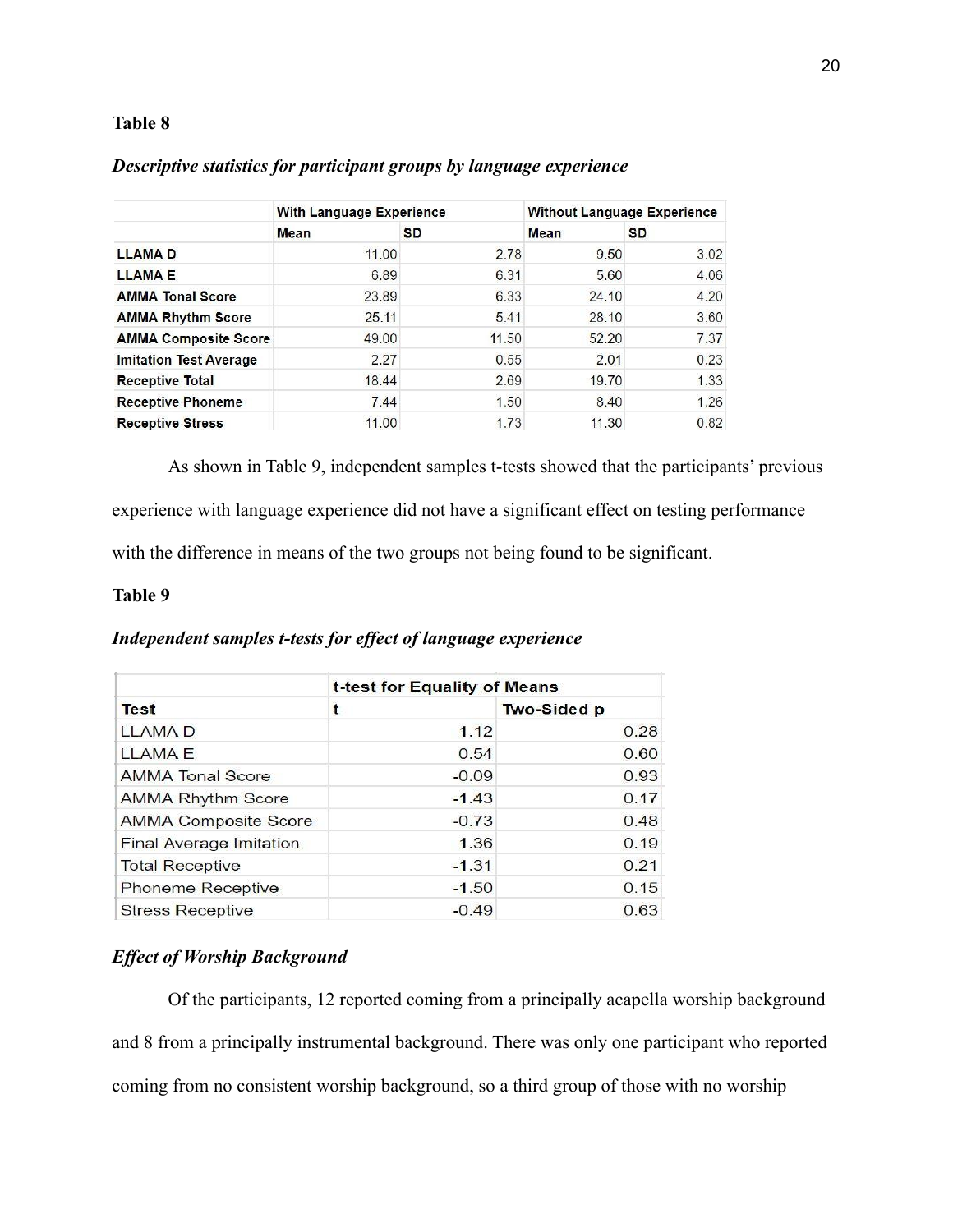**Table 8**

***Descriptive statistics for participant groups by language experience***

| | With Language Experience | | Without Language Experience | |
|---|---|---|---|---|
| | Mean | SD | Mean | SD |
| **LLAMA D** | 11.00 | 2.78 | 9.50 | 3.02 |
| **LLAMA E** | 6.89 | 6.31 | 5.60 | 4.06 |
| **AMMA Tonal Score** | 23.89 | 6.33 | 24.10 | 4.20 |
| **AMMA Rhythm Score** | 25.11 | 5.41 | 28.10 | 3.60 |
| **AMMA Composite Score** | 49.00 | 11.50 | 52.20 | 7.37 |
| **Imitation Test Average** | 2.27 | 0.55 | 2.01 | 0.23 |
| **Receptive Total** | 18.44 | 2.69 | 19.70 | 1.33 |
| **Receptive Phoneme** | 7.44 | 1.50 | 8.40 | 1.26 |
| **Receptive Stress** | 11.00 | 1.73 | 11.30 | 0.82 |

As shown in Table 9, independent samples t-tests showed that the participants' previous experience with language experience did not have a significant effect on testing performance with the difference in means of the two groups not being found to be significant.

**Table 9**

***Independent samples t-tests for effect of language experience***

| | t-test for Equality of Means | |
|---|---|---|
| **Test** | **t** | **Two-Sided p** |
| LLAMA D | 1.12 | 0.28 |
| LLAMA E | 0.54 | 0.60 |
| AMMA Tonal Score | -0.09 | 0.93 |
| AMMA Rhythm Score | -1.43 | 0.17 |
| AMMA Composite Score | -0.73 | 0.48 |
| Final Average Imitation | 1.36 | 0.19 |
| Total Receptive | -1.31 | 0.21 |
| Phoneme Receptive | -1.50 | 0.15 |
| Stress Receptive | -0.49 | 0.63 |

### *Effect of Worship Background*

Of the participants, 12 reported coming from a principally acapella worship background and 8 from a principally instrumental background. There was only one participant who reported coming from no consistent worship background, so a third group of those with no worship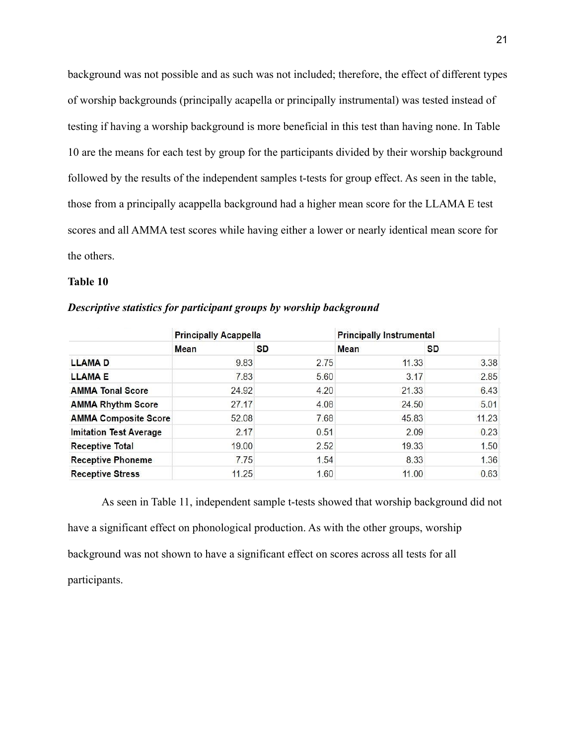background was not possible and as such was not included; therefore, the effect of different types of worship backgrounds (principally acapella or principally instrumental) was tested instead of testing if having a worship background is more beneficial in this test than having none. In Table 10 are the means for each test by group for the participants divided by their worship background followed by the results of the independent samples t-tests for group effect. As seen in the table, those from a principally acappella background had a higher mean score for the LLAMA E test scores and all AMMA test scores while having either a lower or nearly identical mean score for the others.

**Table 10**

***Descriptive statistics for participant groups by worship background***

| | Principally Acappella | | Principally Instrumental | |
|---|---|---|---|---|
| | Mean | SD | Mean | SD |
| LLAMA D | 9.83 | 2.75 | 11.33 | 3.38 |
| LLAMA E | 7.83 | 5.60 | 3.17 | 2.85 |
| AMMA Tonal Score | 24.92 | 4.20 | 21.33 | 6.43 |
| AMMA Rhythm Score | 27.17 | 4.08 | 24.50 | 5.01 |
| AMMA Composite Score | 52.08 | 7.68 | 45.83 | 11.23 |
| Imitation Test Average | 2.17 | 0.51 | 2.09 | 0.23 |
| Receptive Total | 19.00 | 2.52 | 19.33 | 1.50 |
| Receptive Phoneme | 7.75 | 1.54 | 8.33 | 1.36 |
| Receptive Stress | 11.25 | 1.60 | 11.00 | 0.63 |

As seen in Table 11, independent sample t-tests showed that worship background did not have a significant effect on phonological production. As with the other groups, worship background was not shown to have a significant effect on scores across all tests for all participants.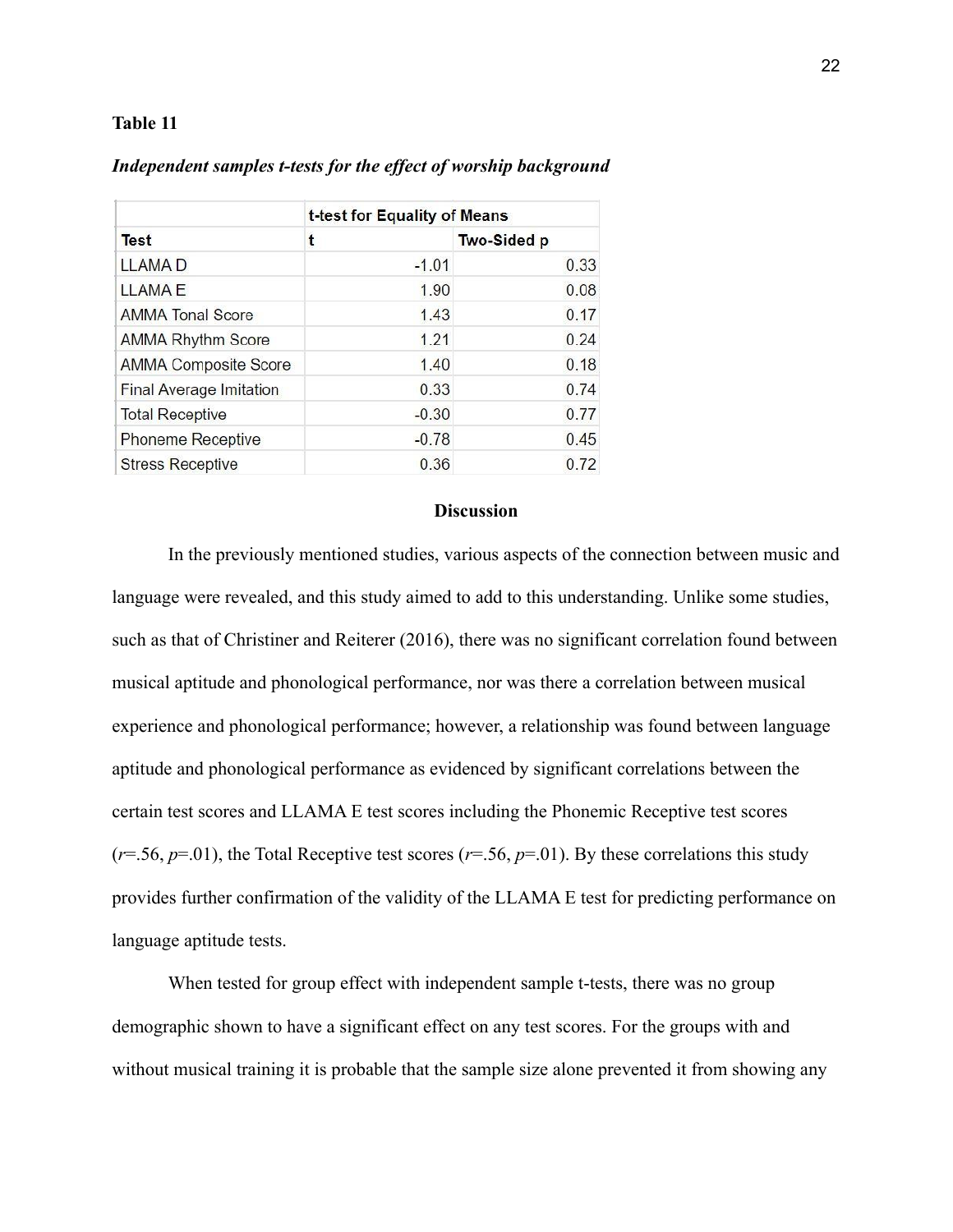**Table 11**

***Independent samples t-tests for the effect of worship background***

| | t-test for Equality of Means | |
|---|---|---|
| **Test** | **t** | **Two-Sided p** |
| LLAMA D | -1.01 | 0.33 |
| LLAMA E | 1.90 | 0.08 |
| AMMA Tonal Score | 1.43 | 0.17 |
| AMMA Rhythm Score | 1.21 | 0.24 |
| AMMA Composite Score | 1.40 | 0.18 |
| Final Average Imitation | 0.33 | 0.74 |
| Total Receptive | -0.30 | 0.77 |
| Phoneme Receptive | -0.78 | 0.45 |
| Stress Receptive | 0.36 | 0.72 |

## Discussion

In the previously mentioned studies, various aspects of the connection between music and language were revealed, and this study aimed to add to this understanding. Unlike some studies, such as that of Christiner and Reiterer (2016), there was no significant correlation found between musical aptitude and phonological performance, nor was there a correlation between musical experience and phonological performance; however, a relationship was found between language aptitude and phonological performance as evidenced by significant correlations between the certain test scores and LLAMA E test scores including the Phonemic Receptive test scores ($r$=.56, $p$=.01), the Total Receptive test scores ($r$=.56, $p$=.01). By these correlations this study provides further confirmation of the validity of the LLAMA E test for predicting performance on language aptitude tests.

When tested for group effect with independent sample t-tests, there was no group demographic shown to have a significant effect on any test scores. For the groups with and without musical training it is probable that the sample size alone prevented it from showing any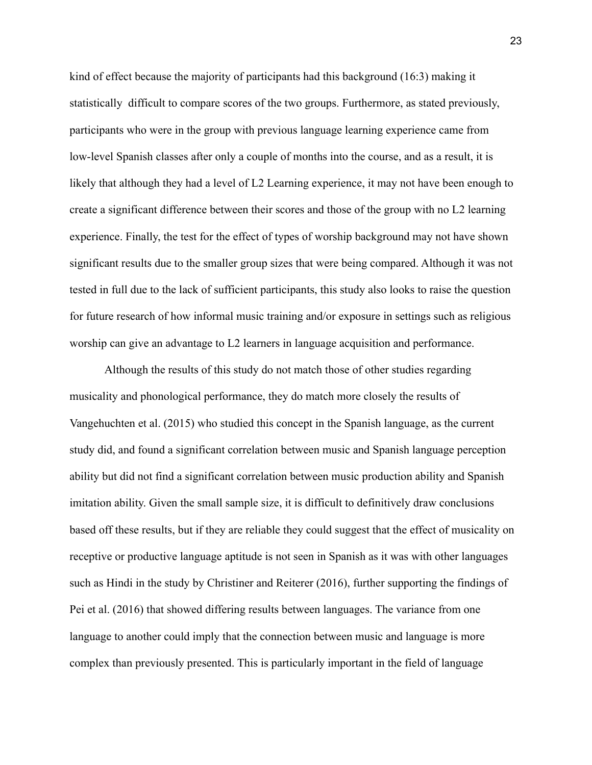kind of effect because the majority of participants had this background (16:3) making it statistically difficult to compare scores of the two groups. Furthermore, as stated previously, participants who were in the group with previous language learning experience came from low-level Spanish classes after only a couple of months into the course, and as a result, it is likely that although they had a level of L2 Learning experience, it may not have been enough to create a significant difference between their scores and those of the group with no L2 learning experience. Finally, the test for the effect of types of worship background may not have shown significant results due to the smaller group sizes that were being compared. Although it was not tested in full due to the lack of sufficient participants, this study also looks to raise the question for future research of how informal music training and/or exposure in settings such as religious worship can give an advantage to L2 learners in language acquisition and performance.

Although the results of this study do not match those of other studies regarding musicality and phonological performance, they do match more closely the results of Vangehuchten et al. (2015) who studied this concept in the Spanish language, as the current study did, and found a significant correlation between music and Spanish language perception ability but did not find a significant correlation between music production ability and Spanish imitation ability. Given the small sample size, it is difficult to definitively draw conclusions based off these results, but if they are reliable they could suggest that the effect of musicality on receptive or productive language aptitude is not seen in Spanish as it was with other languages such as Hindi in the study by Christiner and Reiterer (2016), further supporting the findings of Pei et al. (2016) that showed differing results between languages. The variance from one language to another could imply that the connection between music and language is more complex than previously presented. This is particularly important in the field of language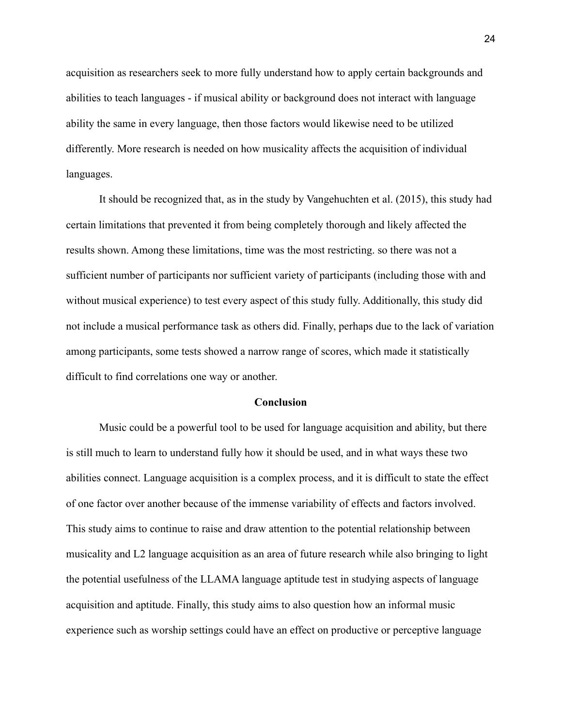acquisition as researchers seek to more fully understand how to apply certain backgrounds and abilities to teach languages - if musical ability or background does not interact with language ability the same in every language, then those factors would likewise need to be utilized differently. More research is needed on how musicality affects the acquisition of individual languages.

It should be recognized that, as in the study by Vangehuchten et al. (2015), this study had certain limitations that prevented it from being completely thorough and likely affected the results shown. Among these limitations, time was the most restricting. so there was not a sufficient number of participants nor sufficient variety of participants (including those with and without musical experience) to test every aspect of this study fully. Additionally, this study did not include a musical performance task as others did. Finally, perhaps due to the lack of variation among participants, some tests showed a narrow range of scores, which made it statistically difficult to find correlations one way or another.

## Conclusion

Music could be a powerful tool to be used for language acquisition and ability, but there is still much to learn to understand fully how it should be used, and in what ways these two abilities connect. Language acquisition is a complex process, and it is difficult to state the effect of one factor over another because of the immense variability of effects and factors involved. This study aims to continue to raise and draw attention to the potential relationship between musicality and L2 language acquisition as an area of future research while also bringing to light the potential usefulness of the LLAMA language aptitude test in studying aspects of language acquisition and aptitude. Finally, this study aims to also question how an informal music experience such as worship settings could have an effect on productive or perceptive language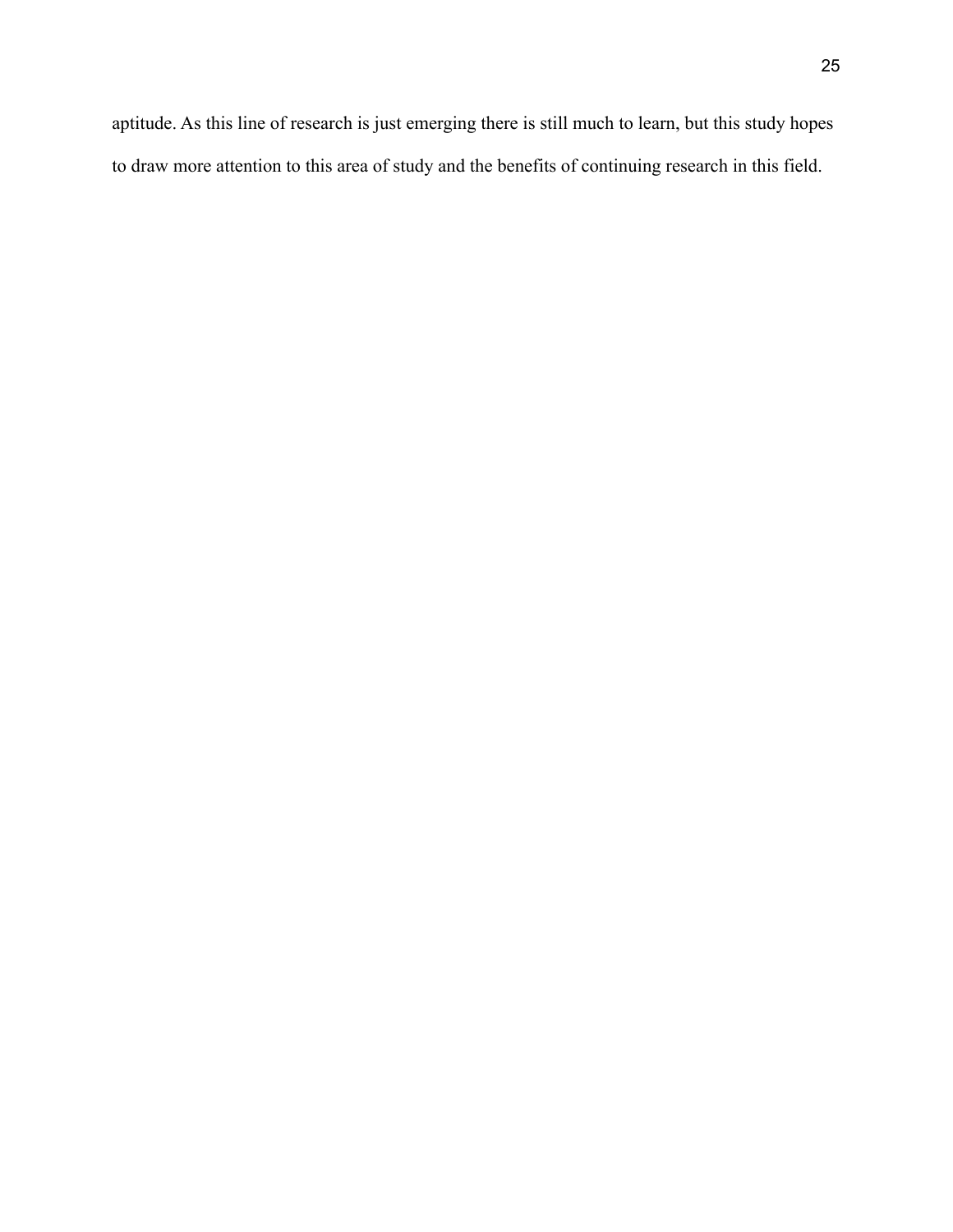aptitude. As this line of research is just emerging there is still much to learn, but this study hopes to draw more attention to this area of study and the benefits of continuing research in this field.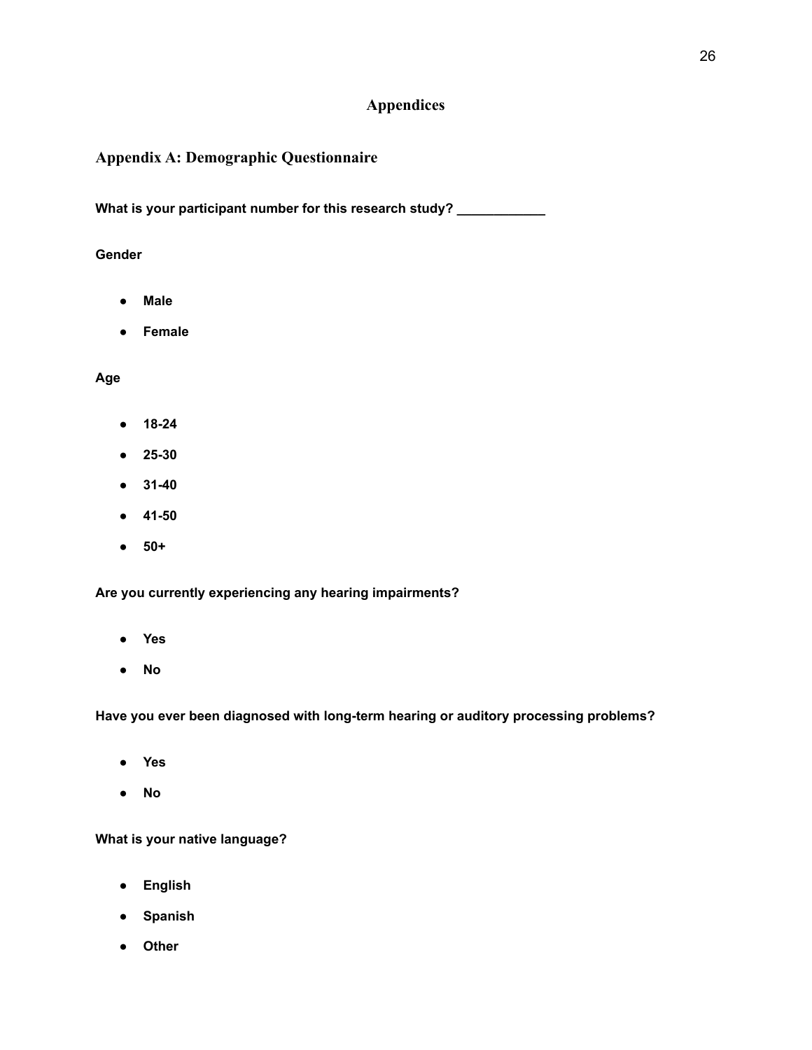# Appendices

## Appendix A: Demographic Questionnaire

**What is your participant number for this research study? ____________**

**Gender**

- **Male**
- **Female**

**Age**

- **18-24**
- **25-30**
- **31-40**
- **41-50**
- **50+**

**Are you currently experiencing any hearing impairments?**

- **Yes**
- **No**

**Have you ever been diagnosed with long-term hearing or auditory processing problems?**

- **Yes**
- **No**

**What is your native language?**

- **English**
- **Spanish**
- **Other**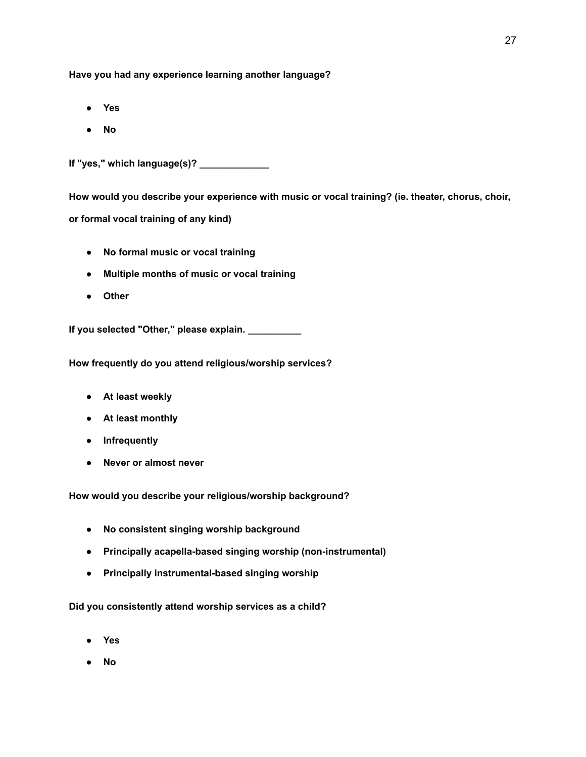**Have you had any experience learning another language?**

- **Yes**
- **No**

**If "yes," which language(s)? _____________**

**How would you describe your experience with music or vocal training? (ie. theater, chorus, choir, or formal vocal training of any kind)**

- **No formal music or vocal training**
- **Multiple months of music or vocal training**
- **Other**

**If you selected "Other," please explain. __________**

**How frequently do you attend religious/worship services?**

- **At least weekly**
- **At least monthly**
- **Infrequently**
- **Never or almost never**

**How would you describe your religious/worship background?**

- **No consistent singing worship background**
- **Principally acapella-based singing worship (non-instrumental)**
- **Principally instrumental-based singing worship**

**Did you consistently attend worship services as a child?**

- **Yes**
- **No**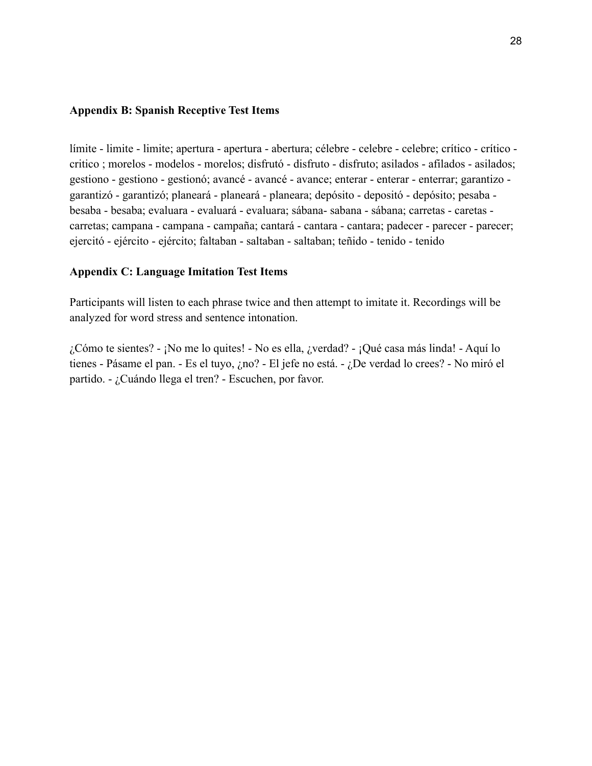**Appendix B: Spanish Receptive Test Items**

límite - limite - limite; apertura - apertura - abertura; célebre - celebre - celebre; crítico - crítico - critico ; morelos - modelos - morelos; disfrutó - disfruto - disfruto; asilados - afilados - asilados; gestiono - gestiono - gestionó; avancé - avancé - avance; enterar - enterar - enterrar; garantizo - garantizó - garantizó; planeará - planeará - planeara; depósito - depositó - depósito; pesaba - besaba - besaba; evaluara - evaluará - evaluara; sábana- sabana - sábana; carretas - caretas - carretas; campana - campana - campaña; cantará - cantara - cantara; padecer - parecer - parecer; ejercitó - ejército - ejército; faltaban - saltaban - saltaban; teñido - tenido - tenido

**Appendix C: Language Imitation Test Items**

Participants will listen to each phrase twice and then attempt to imitate it. Recordings will be analyzed for word stress and sentence intonation.

¿Cómo te sientes? - ¡No me lo quites! - No es ella, ¿verdad? - ¡Qué casa más linda! - Aquí lo tienes - Pásame el pan. - Es el tuyo, ¿no? - El jefe no está. - ¿De verdad lo crees? - No miró el partido. - ¿Cuándo llega el tren? - Escuchen, por favor.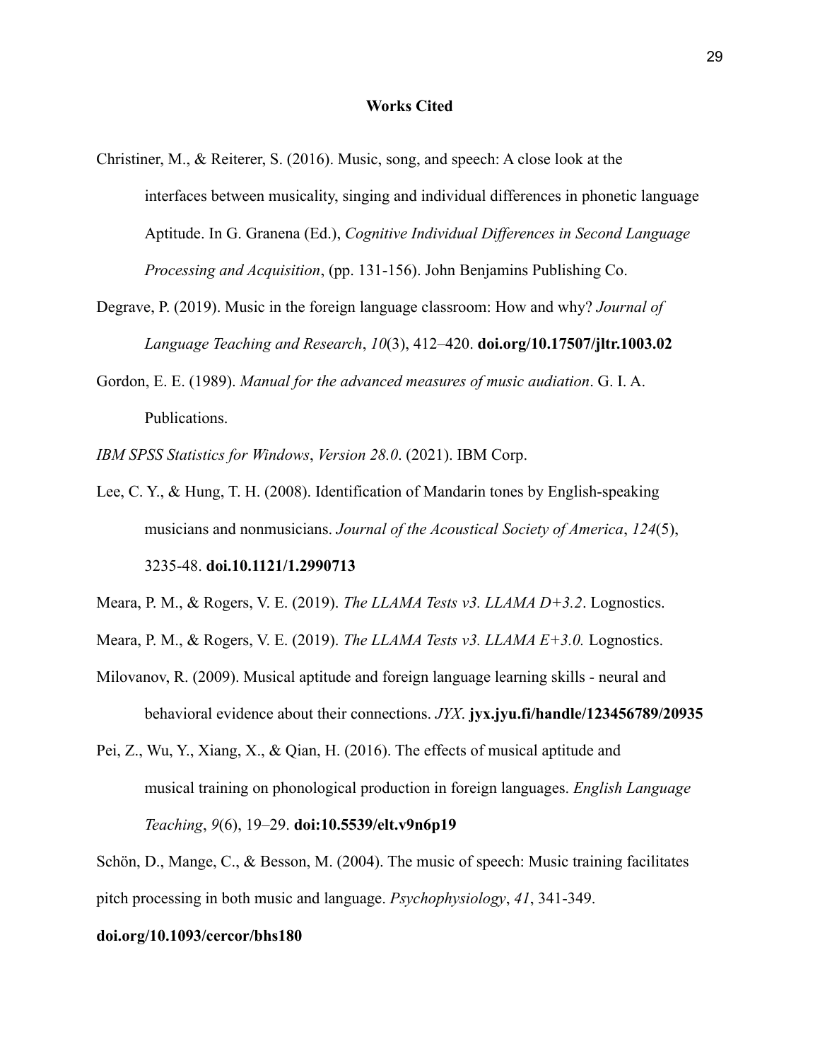**Works Cited**

Christiner, M., & Reiterer, S. (2016). Music, song, and speech: A close look at the interfaces between musicality, singing and individual differences in phonetic language Aptitude. In G. Granena (Ed.), *Cognitive Individual Differences in Second Language Processing and Acquisition*, (pp. 131-156). John Benjamins Publishing Co.

Degrave, P. (2019). Music in the foreign language classroom: How and why? *Journal of Language Teaching and Research*, *10*(3), 412–420. **doi.org/10.17507/jltr.1003.02**

Gordon, E. E. (1989). *Manual for the advanced measures of music audiation*. G. I. A. Publications.

*IBM SPSS Statistics for Windows*, *Version 28.0*. (2021). IBM Corp.

Lee, C. Y., & Hung, T. H. (2008). Identification of Mandarin tones by English-speaking musicians and nonmusicians. *Journal of the Acoustical Society of America*, *124*(5), 3235-48. **doi.10.1121/1.2990713**

Meara, P. M., & Rogers, V. E. (2019). *The LLAMA Tests v3. LLAMA D+3.2*. Lognostics.

Meara, P. M., & Rogers, V. E. (2019). *The LLAMA Tests v3. LLAMA E+3.0.* Lognostics.

Milovanov, R. (2009). Musical aptitude and foreign language learning skills - neural and behavioral evidence about their connections. *JYX*. **jyx.jyu.fi/handle/123456789/20935**

Pei, Z., Wu, Y., Xiang, X., & Qian, H. (2016). The effects of musical aptitude and musical training on phonological production in foreign languages. *English Language Teaching*, *9*(6), 19–29. **doi:10.5539/elt.v9n6p19**

Schön, D., Mange, C., & Besson, M. (2004). The music of speech: Music training facilitates pitch processing in both music and language. *Psychophysiology*, *41*, 341-349. **doi.org/10.1093/cercor/bhs180**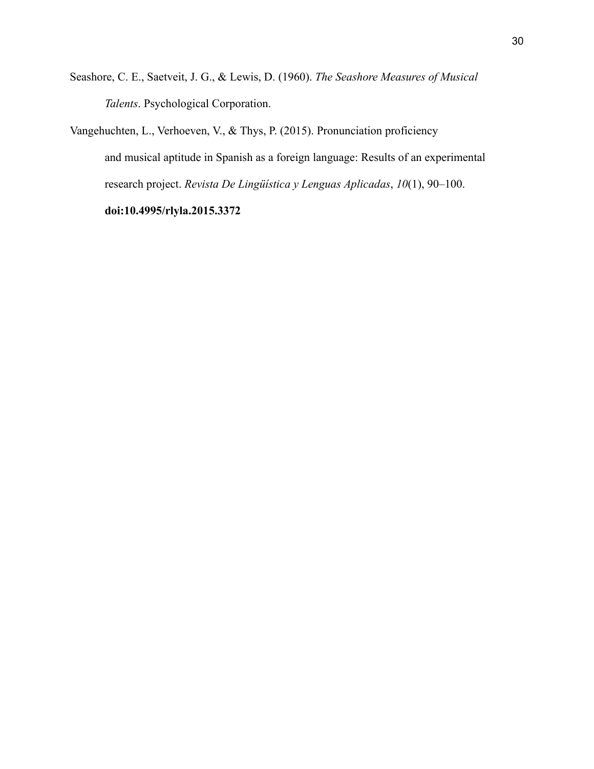Seashore, C. E., Saetveit, J. G., & Lewis, D. (1960). *The Seashore Measures of Musical Talents*. Psychological Corporation.

Vangehuchten, L., Verhoeven, V., & Thys, P. (2015). Pronunciation proficiency and musical aptitude in Spanish as a foreign language: Results of an experimental research project. *Revista De Lingüística y Lenguas Aplicadas*, *10*(1), 90–100. **doi:10.4995/rlyla.2015.3372**